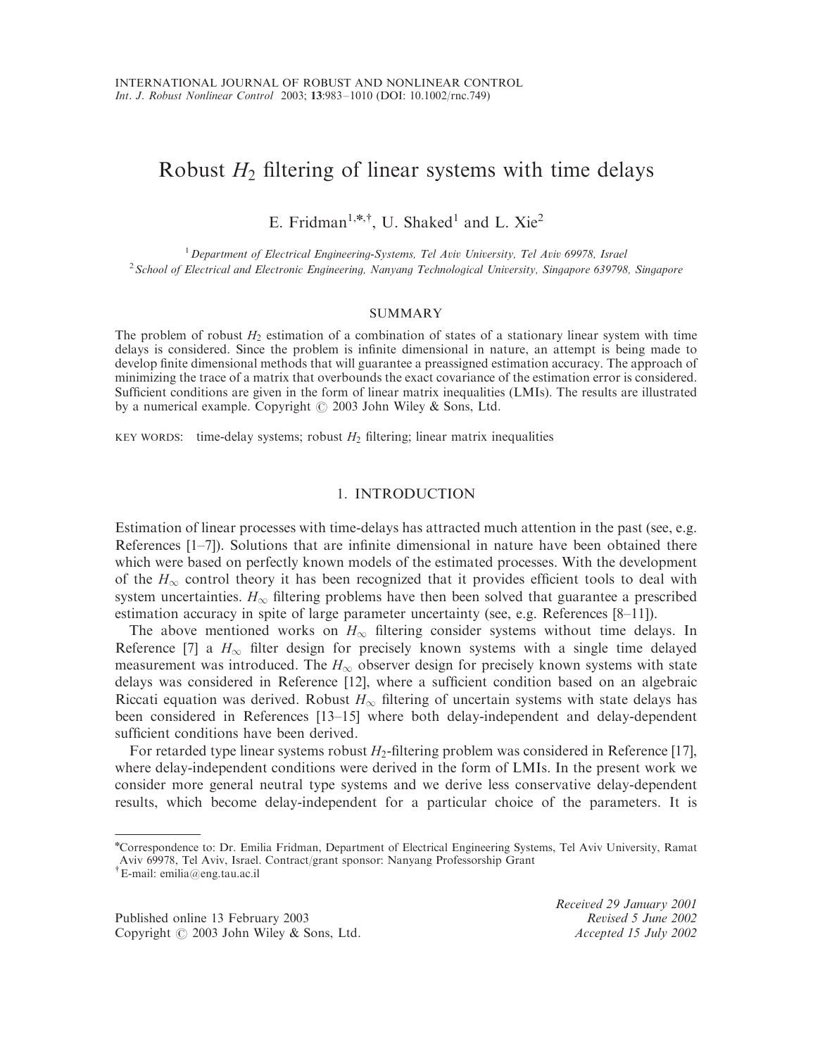# Robust $H_2$ filtering of linear systems with time delays

E. Fridman[1,*,†], U. Shaked[1] and L. Xie[2]

[1] *Department of Electrical Engineering-Systems, Tel Aviv University, Tel Aviv 69978, Israel*
[2] *School of Electrical and Electronic Engineering, Nanyang Technological University, Singapore 639798, Singapore*

## SUMMARY

The problem of robust $H_2$ estimation of a combination of states of a stationary linear system with time delays is considered. Since the problem is infinite dimensional in nature, an attempt is being made to develop finite dimensional methods that will guarantee a preassigned estimation accuracy. The approach of minimizing the trace of a matrix that overbounds the exact covariance of the estimation error is considered. Sufficient conditions are given in the form of linear matrix inequalities (LMIs). The results are illustrated by a numerical example. Copyright © 2003 John Wiley & Sons, Ltd.

KEY WORDS: time-delay systems; robust $H_2$ filtering; linear matrix inequalities

## 1. INTRODUCTION

Estimation of linear processes with time-delays has attracted much attention in the past (see, e.g. References [1–7]). Solutions that are infinite dimensional in nature have been obtained there which were based on perfectly known models of the estimated processes. With the development of the $H_\infty$ control theory it has been recognized that it provides efficient tools to deal with system uncertainties. $H_\infty$ filtering problems have then been solved that guarantee a prescribed estimation accuracy in spite of large parameter uncertainty (see, e.g. References [8–11]).

The above mentioned works on $H_\infty$ filtering consider systems without time delays. In Reference [7] a $H_\infty$ filter design for precisely known systems with a single time delayed measurement was introduced. The $H_\infty$ observer design for precisely known systems with state delays was considered in Reference [12], where a sufficient condition based on an algebraic Riccati equation was derived. Robust $H_\infty$ filtering of uncertain systems with state delays has been considered in References [13–15] where both delay-independent and delay-dependent sufficient conditions have been derived.

For retarded type linear systems robust $H_2$-filtering problem was considered in Reference [17], where delay-independent conditions were derived in the form of LMIs. In the present work we consider more general neutral type systems and we derive less conservative delay-dependent results, which become delay-independent for a particular choice of the parameters. It is

---

*Correspondence to: Dr. Emilia Fridman, Department of Electrical Engineering Systems, Tel Aviv University, Ramat Aviv 69978, Tel Aviv, Israel. Contract/grant sponsor: Nanyang Professorship Grant

†E-mail: emilia@eng.tau.ac.il

Published online 13 February 2003
Copyright © 2003 John Wiley & Sons, Ltd.

*Received 29 January 2001*
*Revised 5 June 2002*
*Accepted 15 July 2002*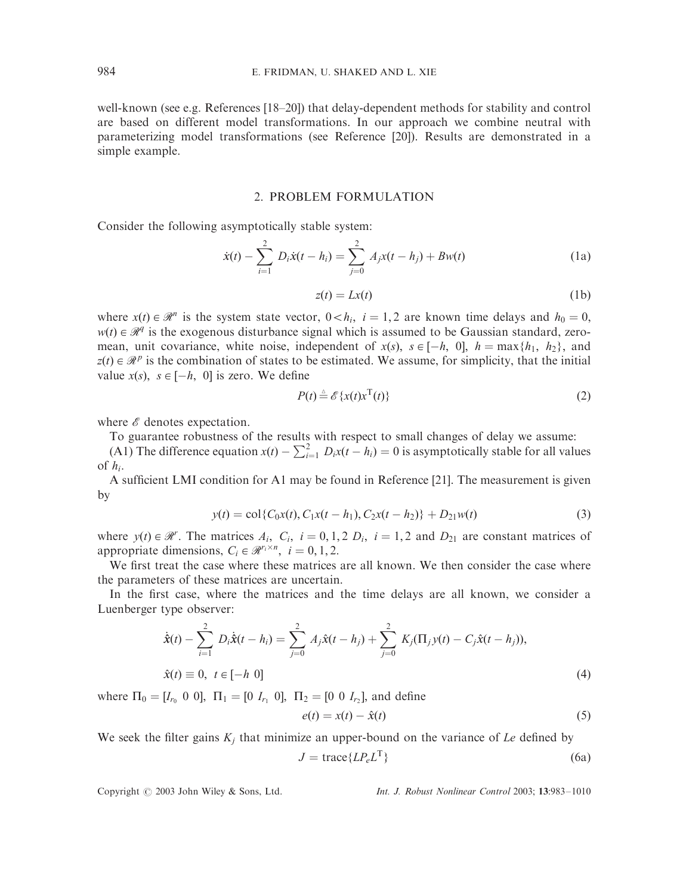well-known (see e.g. References [18–20]) that delay-dependent methods for stability and control are based on different model transformations. In our approach we combine neutral with parameterizing model transformations (see Reference [20]). Results are demonstrated in a simple example.

## 2. PROBLEM FORMULATION

Consider the following asymptotically stable system:

$$\dot{x}(t) - \sum_{i=1}^{2} D_i \dot{x}(t-h_i) = \sum_{j=0}^{2} A_j x(t-h_j) + Bw(t) \tag{1a}$$

$$z(t) = Lx(t) \tag{1b}$$

where $x(t) \in \mathcal{R}^n$ is the system state vector, $0 < h_i,\ i = 1, 2$ are known time delays and $h_0 = 0$, $w(t) \in \mathcal{R}^q$ is the exogenous disturbance signal which is assumed to be Gaussian standard, zero-mean, unit covariance, white noise, independent of $x(s),\ s \in [-h,\ 0]$, $h = \max\{h_1,\ h_2\}$, and $z(t) \in \mathcal{R}^p$ is the combination of states to be estimated. We assume, for simplicity, that the initial value $x(s),\ s \in [-h,\ 0]$ is zero. We define

$$P(t) \triangleq \mathcal{E}\{x(t)x^{\mathrm{T}}(t)\} \tag{2}$$

where $\mathcal{E}$ denotes expectation.

To guarantee robustness of the results with respect to small changes of delay we assume:

(A1) The difference equation $x(t) - \sum_{i=1}^{2} D_i x(t-h_i) = 0$ is asymptotically stable for all values of $h_i$.

A sufficient LMI condition for A1 may be found in Reference [21]. The measurement is given by

$$y(t) = \mathrm{col}\{C_0 x(t), C_1 x(t-h_1), C_2 x(t-h_2)\} + D_{21} w(t) \tag{3}$$

where $y(t) \in \mathcal{R}^r$. The matrices $A_i,\ C_i,\ i = 0, 1, 2\ D_i,\ i = 1, 2$ and $D_{21}$ are constant matrices of appropriate dimensions, $C_i \in \mathcal{R}^{r_i \times n},\ i = 0, 1, 2$.

We first treat the case where these matrices are all known. We then consider the case where the parameters of these matrices are uncertain.

In the first case, where the matrices and the time delays are all known, we consider a Luenberger type observer:

$$\dot{\hat{x}}(t) - \sum_{i=1}^{2} D_i \dot{\hat{x}}(t-h_i) = \sum_{j=0}^{2} A_j \hat{x}(t-h_j) + \sum_{j=0}^{2} K_j(\Pi_j y(t) - C_j \hat{x}(t-h_j)),$$

$$\hat{x}(t) \equiv 0,\ t \in [-h\ 0] \tag{4}$$

where $\Pi_0 = [I_{r_0}\ 0\ 0],\ \Pi_1 = [0\ I_{r_1}\ 0],\ \Pi_2 = [0\ 0\ I_{r_2}]$, and define

$$e(t) = x(t) - \hat{x}(t) \tag{5}$$

We seek the filter gains $K_j$ that minimize an upper-bound on the variance of $Le$ defined by

$$J = \mathrm{trace}\{LP_e L^{\mathrm{T}}\} \tag{6a}$$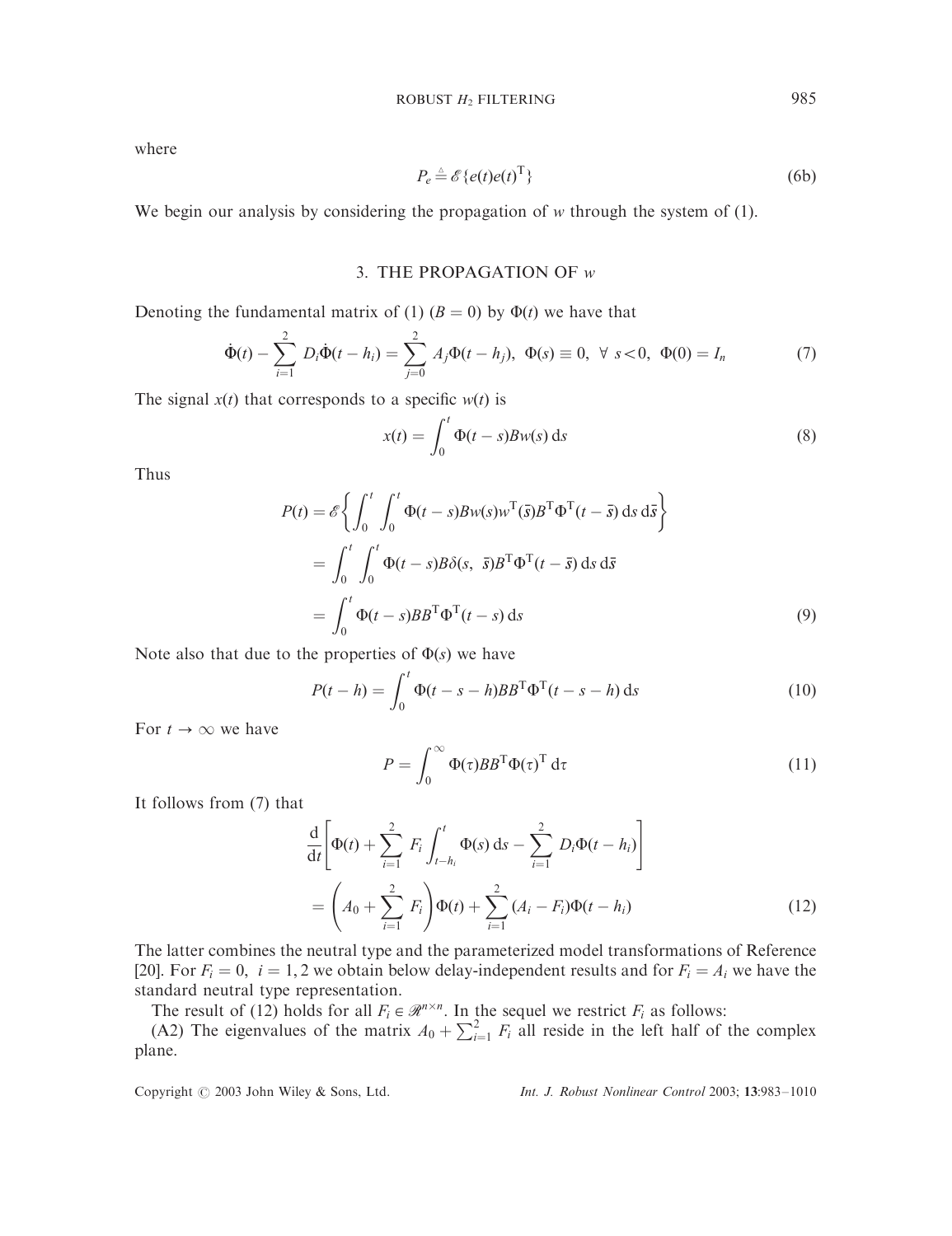where

$$P_e \triangleq \mathscr{E}\{e(t)e(t)^{\mathrm{T}}\} \tag{6b}$$

We begin our analysis by considering the propagation of $w$ through the system of (1).

## 3. THE PROPAGATION OF $w$

Denoting the fundamental matrix of (1) ($B=0$) by $\Phi(t)$ we have that

$$\dot{\Phi}(t) - \sum_{i=1}^{2} D_i \dot{\Phi}(t-h_i) = \sum_{j=0}^{2} A_j \Phi(t-h_j), \;\; \Phi(s) \equiv 0, \;\; \forall \; s<0, \;\; \Phi(0) = I_n \tag{7}$$

The signal $x(t)$ that corresponds to a specific $w(t)$ is

$$x(t) = \int_0^t \Phi(t-s) B w(s) \, \mathrm{d}s \tag{8}$$

Thus

$$\begin{aligned} P(t) &= \mathscr{E}\left\{ \int_0^t \int_0^t \Phi(t-s) B w(s) w^{\mathrm{T}}(\bar{s}) B^{\mathrm{T}} \Phi^{\mathrm{T}}(t-\bar{s}) \, \mathrm{d}s \, \mathrm{d}\bar{s} \right\} \\ &= \int_0^t \int_0^t \Phi(t-s) B \delta(s, \; \bar{s}) B^{\mathrm{T}} \Phi^{\mathrm{T}}(t-\bar{s}) \, \mathrm{d}s \, \mathrm{d}\bar{s} \\ &= \int_0^t \Phi(t-s) B B^{\mathrm{T}} \Phi^{\mathrm{T}}(t-s) \, \mathrm{d}s \end{aligned} \tag{9}$$

Note also that due to the properties of $\Phi(s)$ we have

$$P(t-h) = \int_0^t \Phi(t-s-h) B B^{\mathrm{T}} \Phi^{\mathrm{T}}(t-s-h) \, \mathrm{d}s \tag{10}$$

For $t \to \infty$ we have

$$P = \int_0^\infty \Phi(\tau) B B^{\mathrm{T}} \Phi(\tau)^{\mathrm{T}} \, \mathrm{d}\tau \tag{11}$$

It follows from (7) that

$$\begin{aligned} &\frac{\mathrm{d}}{\mathrm{d}t}\left[ \Phi(t) + \sum_{i=1}^{2} F_i \int_{t-h_i}^{t} \Phi(s) \, \mathrm{d}s - \sum_{i=1}^{2} D_i \Phi(t-h_i) \right] \\ &\quad = \left( A_0 + \sum_{i=1}^{2} F_i \right) \Phi(t) + \sum_{i=1}^{2} (A_i - F_i) \Phi(t-h_i) \end{aligned} \tag{12}$$

The latter combines the neutral type and the parameterized model transformations of Reference [20]. For $F_i = 0, \; i = 1, 2$ we obtain below delay-independent results and for $F_i = A_i$ we have the standard neutral type representation.

The result of (12) holds for all $F_i \in \mathscr{R}^{n \times n}$. In the sequel we restrict $F_i$ as follows:

(A2) The eigenvalues of the matrix $A_0 + \sum_{i=1}^{2} F_i$ all reside in the left half of the complex plane.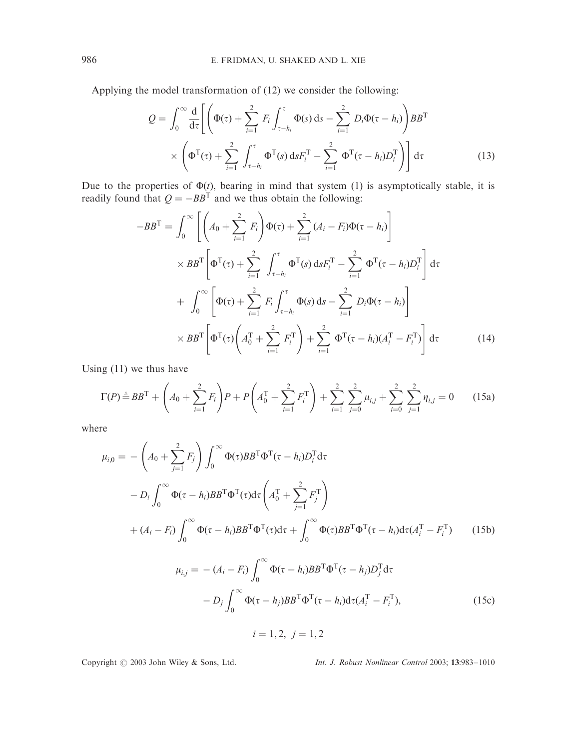Applying the model transformation of (12) we consider the following:

$$
Q = \int_0^\infty \frac{\mathrm{d}}{\mathrm{d}\tau}\left[\left(\Phi(\tau) + \sum_{i=1}^{2} F_i \int_{\tau-h_i}^{\tau} \Phi(s)\,\mathrm{d}s - \sum_{i=1}^{2} D_i \Phi(\tau - h_i)\right) BB^{\mathrm{T}} \times \left(\Phi^{\mathrm{T}}(\tau) + \sum_{i=1}^{2} \int_{\tau-h_i}^{\tau} \Phi^{\mathrm{T}}(s)\,\mathrm{d}s F_i^{\mathrm{T}} - \sum_{i=1}^{2} \Phi^{\mathrm{T}}(\tau - h_i) D_i^{\mathrm{T}}\right)\right] \mathrm{d}\tau \tag{13}
$$

Due to the properties of $\Phi(t)$, bearing in mind that system (1) is asymptotically stable, it is readily found that $Q = -BB^{\mathrm{T}}$ and we thus obtain the following:

$$
\begin{aligned}
-BB^{\mathrm{T}} = &\int_0^\infty \left[\left(A_0 + \sum_{i=1}^{2} F_i\right)\Phi(\tau) + \sum_{i=1}^{2} (A_i - F_i)\Phi(\tau - h_i)\right] \\
&\times BB^{\mathrm{T}}\left[\Phi^{\mathrm{T}}(\tau) + \sum_{i=1}^{2} \int_{\tau-h_i}^{\tau} \Phi^{\mathrm{T}}(s)\,\mathrm{d}s F_i^{\mathrm{T}} - \sum_{i=1}^{2} \Phi^{\mathrm{T}}(\tau - h_i) D_i^{\mathrm{T}}\right] \mathrm{d}\tau \\
&+ \int_0^\infty \left[\Phi(\tau) + \sum_{i=1}^{2} F_i \int_{\tau-h_i}^{\tau} \Phi(s)\,\mathrm{d}s - \sum_{i=1}^{2} D_i \Phi(\tau - h_i)\right] \\
&\times BB^{\mathrm{T}}\left[\Phi^{\mathrm{T}}(\tau)\left(A_0^{\mathrm{T}} + \sum_{i=1}^{2} F_i^{\mathrm{T}}\right) + \sum_{i=1}^{2} \Phi^{\mathrm{T}}(\tau - h_i)(A_i^{\mathrm{T}} - F_i^{\mathrm{T}})\right] \mathrm{d}\tau
\end{aligned} \tag{14}
$$

Using (11) we thus have

$$
\Gamma(P) \triangleq BB^{\mathrm{T}} + \left(A_0 + \sum_{i=1}^{2} F_i\right)P + P\left(A_0^{\mathrm{T}} + \sum_{i=1}^{2} F_i^{\mathrm{T}}\right) + \sum_{i=1}^{2}\sum_{j=0}^{2} \mu_{i,j} + \sum_{i=0}^{2}\sum_{j=1}^{2} \eta_{i,j} = 0 \tag{15a}
$$

where

$$
\begin{aligned}
\mu_{i,0} = &-\left(A_0 + \sum_{j=1}^{2} F_j\right)\int_0^\infty \Phi(\tau) BB^{\mathrm{T}} \Phi^{\mathrm{T}}(\tau - h_i) D_i^{\mathrm{T}} \mathrm{d}\tau \\
&- D_i \int_0^\infty \Phi(\tau - h_i) BB^{\mathrm{T}} \Phi^{\mathrm{T}}(\tau)\mathrm{d}\tau \left(A_0^{\mathrm{T}} + \sum_{j=1}^{2} F_j^{\mathrm{T}}\right) \\
&+ (A_i - F_i)\int_0^\infty \Phi(\tau - h_i) BB^{\mathrm{T}} \Phi^{\mathrm{T}}(\tau)\mathrm{d}\tau + \int_0^\infty \Phi(\tau) BB^{\mathrm{T}} \Phi^{\mathrm{T}}(\tau - h_i)\mathrm{d}\tau (A_i^{\mathrm{T}} - F_i^{\mathrm{T}})
\end{aligned} \tag{15b}
$$

$$
\begin{aligned}
\mu_{i,j} = &-(A_i - F_i)\int_0^\infty \Phi(\tau - h_i) BB^{\mathrm{T}} \Phi^{\mathrm{T}}(\tau - h_j) D_j^{\mathrm{T}} \mathrm{d}\tau \\
&- D_j \int_0^\infty \Phi(\tau - h_j) BB^{\mathrm{T}} \Phi^{\mathrm{T}}(\tau - h_i)\mathrm{d}\tau (A_i^{\mathrm{T}} - F_i^{\mathrm{T}}),
\end{aligned} \tag{15c}
$$

$$
i = 1, 2, \;\; j = 1, 2
$$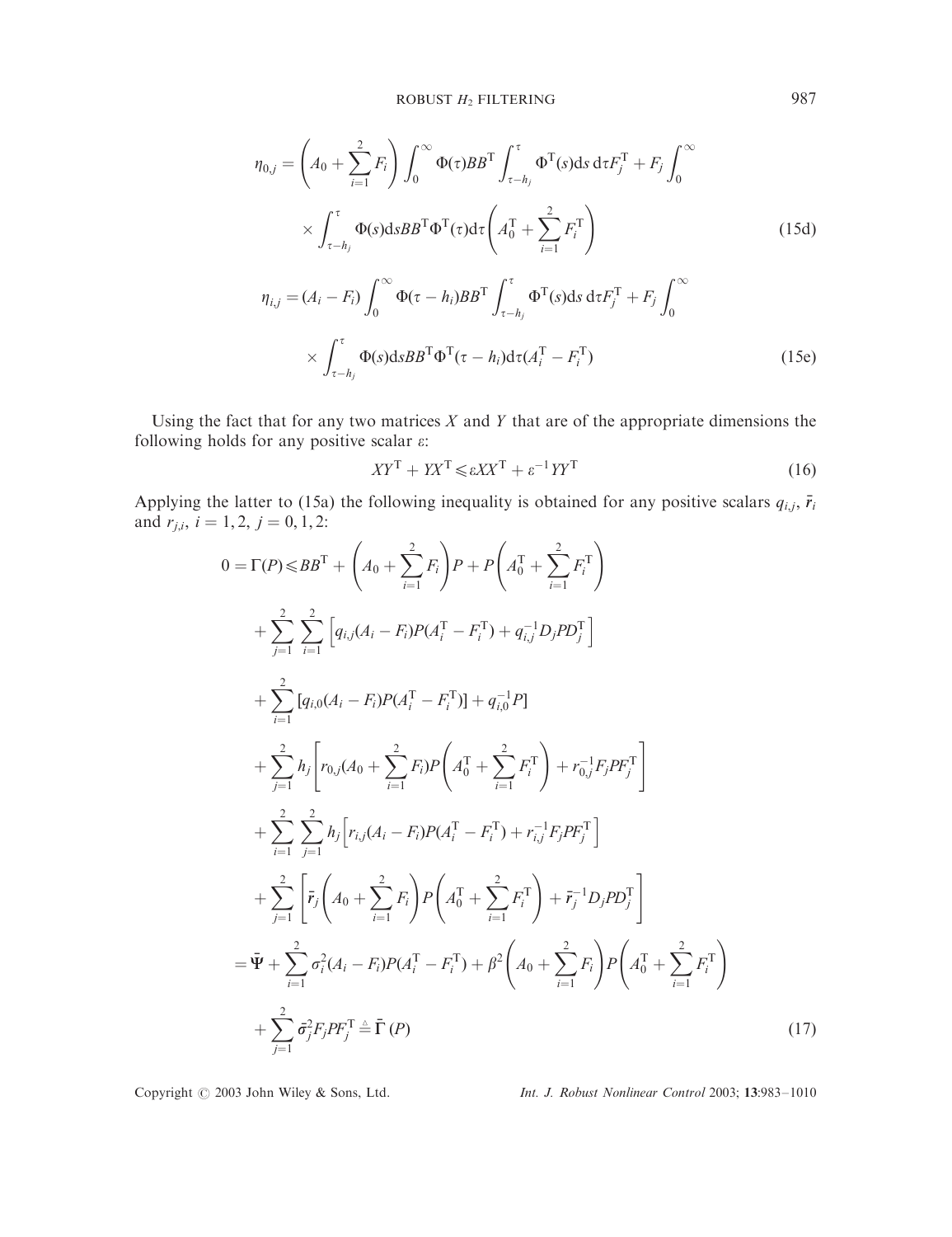$$\eta_{0,j} = \left(A_0 + \sum_{i=1}^{2} F_i\right) \int_0^{\infty} \Phi(\tau) BB^{\mathrm{T}} \int_{\tau-h_j}^{\tau} \Phi^{\mathrm{T}}(s)\mathrm{d}s\, \mathrm{d}\tau F_j^{\mathrm{T}} + F_j \int_0^{\infty} \times \int_{\tau-h_j}^{\tau} \Phi(s)\mathrm{d}s BB^{\mathrm{T}} \Phi^{\mathrm{T}}(\tau)\mathrm{d}\tau \left(A_0^{\mathrm{T}} + \sum_{i=1}^{2} F_i^{\mathrm{T}}\right) \tag{15d}$$

$$\eta_{i,j} = (A_i - F_i) \int_0^{\infty} \Phi(\tau - h_i) BB^{\mathrm{T}} \int_{\tau-h_j}^{\tau} \Phi^{\mathrm{T}}(s)\mathrm{d}s\, \mathrm{d}\tau F_j^{\mathrm{T}} + F_j \int_0^{\infty} \times \int_{\tau-h_j}^{\tau} \Phi(s)\mathrm{d}s BB^{\mathrm{T}} \Phi^{\mathrm{T}}(\tau - h_i)\mathrm{d}\tau (A_i^{\mathrm{T}} - F_i^{\mathrm{T}}) \tag{15e}$$

Using the fact that for any two matrices $X$ and $Y$ that are of the appropriate dimensions the following holds for any positive scalar $\varepsilon$:

$$XY^{\mathrm{T}} + YX^{\mathrm{T}} \leqslant \varepsilon XX^{\mathrm{T}} + \varepsilon^{-1} YY^{\mathrm{T}} \tag{16}$$

Applying the latter to (15a) the following inequality is obtained for any positive scalars $q_{i,j}$, $\bar{r}_i$ and $r_{j,i}$, $i = 1, 2$, $j = 0, 1, 2$:

$$\begin{aligned}
0 = \Gamma(P) \leqslant\; & BB^{\mathrm{T}} + \left(A_0 + \sum_{i=1}^{2} F_i\right) P + P\left(A_0^{\mathrm{T}} + \sum_{i=1}^{2} F_i^{\mathrm{T}}\right) \\
& + \sum_{j=1}^{2} \sum_{i=1}^{2} \left[ q_{i,j}(A_i - F_i)P(A_i^{\mathrm{T}} - F_i^{\mathrm{T}}) + q_{i,j}^{-1} D_j P D_j^{\mathrm{T}} \right] \\
& + \sum_{i=1}^{2} [q_{i,0}(A_i - F_i)P(A_i^{\mathrm{T}} - F_i^{\mathrm{T}})] + q_{i,0}^{-1} P] \\
& + \sum_{j=1}^{2} h_j \left[ r_{0,j}(A_0 + \sum_{i=1}^{2} F_i) P \left(A_0^{\mathrm{T}} + \sum_{i=1}^{2} F_i^{\mathrm{T}}\right) + r_{0,j}^{-1} F_j P F_j^{\mathrm{T}} \right] \\
& + \sum_{i=1}^{2} \sum_{j=1}^{2} h_j \left[ r_{i,j}(A_i - F_i)P(A_i^{\mathrm{T}} - F_i^{\mathrm{T}}) + r_{i,j}^{-1} F_j P F_j^{\mathrm{T}} \right] \\
& + \sum_{j=1}^{2} \left[ \bar{r}_j \left(A_0 + \sum_{i=1}^{2} F_i\right) P \left(A_0^{\mathrm{T}} + \sum_{i=1}^{2} F_i^{\mathrm{T}}\right) + \bar{r}_j^{-1} D_j P D_j^{\mathrm{T}} \right] \\
=\; & \bar{\Psi} + \sum_{i=1}^{2} \sigma_i^2 (A_i - F_i)P(A_i^{\mathrm{T}} - F_i^{\mathrm{T}}) + \beta^2 \left(A_0 + \sum_{i=1}^{2} F_i\right) P \left(A_0^{\mathrm{T}} + \sum_{i=1}^{2} F_i^{\mathrm{T}}\right) \\
& + \sum_{j=1}^{2} \bar{\sigma}_j^2 F_j P F_j^{\mathrm{T}} \triangleq \bar{\Gamma}(P)
\end{aligned} \tag{17}$$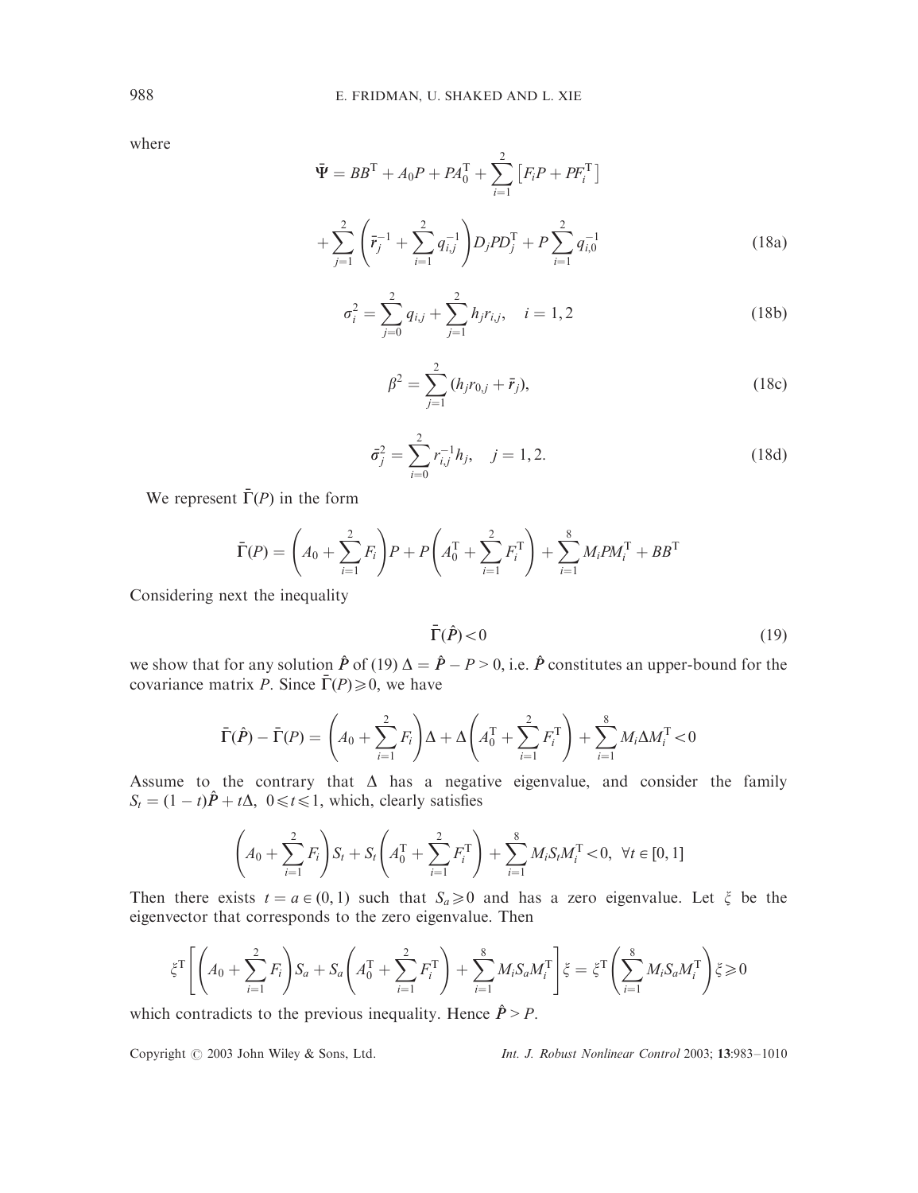where

$$\bar{\Psi} = BB^{\mathrm{T}} + A_0 P + P A_0^{\mathrm{T}} + \sum_{i=1}^{2} \left[ F_i P + P F_i^{\mathrm{T}} \right]$$

$$+ \sum_{j=1}^{2} \left( \bar{r}_j^{-1} + \sum_{i=1}^{2} q_{i,j}^{-1} \right) D_j P D_j^{\mathrm{T}} + P \sum_{i=1}^{2} q_{i,0}^{-1} \tag{18a}$$

$$\sigma_i^2 = \sum_{j=0}^{2} q_{i,j} + \sum_{j=1}^{2} h_j r_{i,j}, \quad i = 1, 2 \tag{18b}$$

$$\beta^2 = \sum_{j=1}^{2} (h_j r_{0,j} + \bar{r}_j), \tag{18c}$$

$$\bar{\sigma}_j^2 = \sum_{i=0}^{2} r_{i,j}^{-1} h_j, \quad j = 1, 2. \tag{18d}$$

We represent $\bar{\Gamma}(P)$ in the form

$$\bar{\Gamma}(P) = \left( A_0 + \sum_{i=1}^{2} F_i \right) P + P \left( A_0^{\mathrm{T}} + \sum_{i=1}^{2} F_i^{\mathrm{T}} \right) + \sum_{i=1}^{8} M_i P M_i^{\mathrm{T}} + BB^{\mathrm{T}}$$

Considering next the inequality

$$\bar{\Gamma}(\hat{P}) < 0 \tag{19}$$

we show that for any solution $\hat{P}$ of (19) $\Delta = \hat{P} - P > 0$, i.e. $\hat{P}$ constitutes an upper-bound for the covariance matrix $P$. Since $\bar{\Gamma}(P) \geqslant 0$, we have

$$\bar{\Gamma}(\hat{P}) - \bar{\Gamma}(P) = \left( A_0 + \sum_{i=1}^{2} F_i \right) \Delta + \Delta \left( A_0^{\mathrm{T}} + \sum_{i=1}^{2} F_i^{\mathrm{T}} \right) + \sum_{i=1}^{8} M_i \Delta M_i^{\mathrm{T}} < 0$$

Assume to the contrary that $\Delta$ has a negative eigenvalue, and consider the family $S_t = (1-t)\hat{P} + t\Delta, \ 0 \leqslant t \leqslant 1$, which, clearly satisfies

$$\left( A_0 + \sum_{i=1}^{2} F_i \right) S_t + S_t \left( A_0^{\mathrm{T}} + \sum_{i=1}^{2} F_i^{\mathrm{T}} \right) + \sum_{i=1}^{8} M_i S_t M_i^{\mathrm{T}} < 0, \ \forall t \in [0, 1]$$

Then there exists $t = a \in (0, 1)$ such that $S_a \geqslant 0$ and has a zero eigenvalue. Let $\xi$ be the eigenvector that corresponds to the zero eigenvalue. Then

$$\xi^{\mathrm{T}} \left[ \left( A_0 + \sum_{i=1}^{2} F_i \right) S_a + S_a \left( A_0^{\mathrm{T}} + \sum_{i=1}^{2} F_i^{\mathrm{T}} \right) + \sum_{i=1}^{8} M_i S_a M_i^{\mathrm{T}} \right] \xi = \xi^{\mathrm{T}} \left( \sum_{i=1}^{8} M_i S_a M_i^{\mathrm{T}} \right) \xi \geqslant 0$$

which contradicts to the previous inequality. Hence $\hat{P} > P$.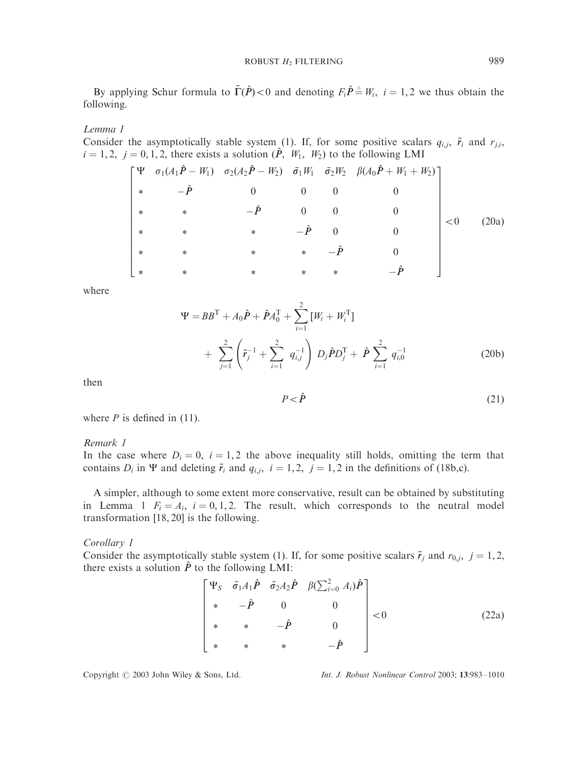By applying Schur formula to $\bar{\Gamma}(\hat{P})<0$ and denoting $F_i\hat{P} \triangleq W_i,\ i=1,2$ we thus obtain the following.

*Lemma 1*

Consider the asymptotically stable system (1). If, for some positive scalars $q_{i,j}$, $\bar{r}_i$ and $r_{j,i}$, $i=1,2,\ j=0,1,2$, there exists a solution $(\hat{P},\ W_1,\ W_2)$ to the following LMI

$$
\begin{bmatrix}
\Psi & \sigma_1(A_1\hat{P}-W_1) & \sigma_2(A_2\hat{P}-W_2) & \bar{\sigma}_1 W_1 & \bar{\sigma}_2 W_2 & \beta(A_0\hat{P}+W_1+W_2) \\
* & -\hat{P} & 0 & 0 & 0 & 0 \\
* & * & -\hat{P} & 0 & 0 & 0 \\
* & * & * & -\hat{P} & 0 & 0 \\
* & * & * & * & -\hat{P} & 0 \\
* & * & * & * & * & -\hat{P}
\end{bmatrix} < 0 \tag{20a}
$$

where

$$
\Psi = BB^{\mathrm{T}} + A_0\hat{P} + \hat{P}A_0^{\mathrm{T}} + \sum_{i=1}^{2}[W_i + W_i^{\mathrm{T}}] + \sum_{j=1}^{2}\left(\bar{r}_j^{-1} + \sum_{i=1}^{2} q_{i,j}^{-1}\right) D_j\hat{P}D_j^{\mathrm{T}} + \hat{P}\sum_{i=1}^{2} q_{i,0}^{-1} \tag{20b}
$$

then

$$
P < \hat{P} \tag{21}
$$

where $P$ is defined in (11).

*Remark 1*

In the case where $D_i=0,\ i=1,2$ the above inequality still holds, omitting the term that contains $D_i$ in $\Psi$ and deleting $\bar{r}_i$ and $q_{i,j},\ i=1,2,\ j=1,2$ in the definitions of (18b,c).

A simpler, although to some extent more conservative, result can be obtained by substituting in Lemma 1 $F_i=A_i,\ i=0,1,2$. The result, which corresponds to the neutral model transformation [18, 20] is the following.

*Corollary 1*

Consider the asymptotically stable system (1). If, for some positive scalars $\bar{r}_j$ and $r_{0,j},\ j=1,2$, there exists a solution $\hat{P}$ to the following LMI:

$$
\begin{bmatrix}
\Psi_S & \bar{\sigma}_1 A_1\hat{P} & \bar{\sigma}_2 A_2\hat{P} & \beta(\sum_{i=0}^{2} A_i)\hat{P} \\
* & -\hat{P} & 0 & 0 \\
* & * & -\hat{P} & 0 \\
* & * & * & -\hat{P}
\end{bmatrix} < 0 \tag{22a}
$$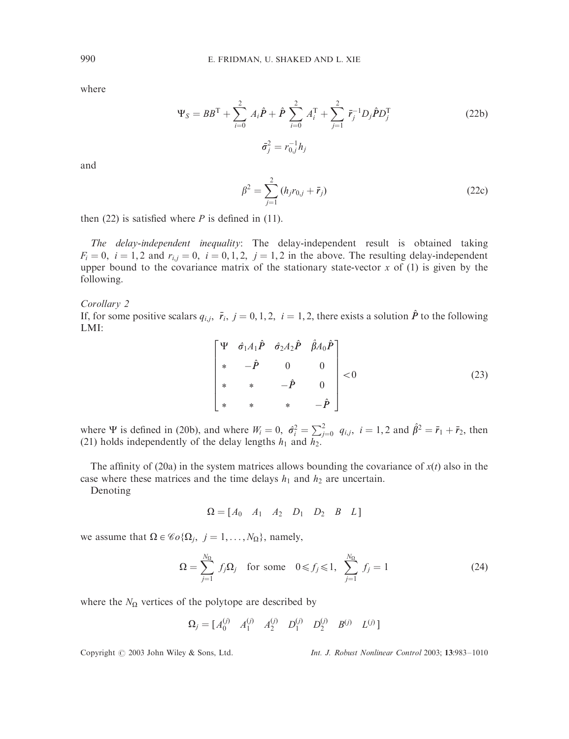where

$$
\Psi_S = BB^{\mathrm{T}} + \sum_{i=0}^{2} A_i \hat{P} + \hat{P} \sum_{i=0}^{2} A_i^{\mathrm{T}} + \sum_{j=1}^{2} \bar{r}_j^{-1} D_j \hat{P} D_j^{\mathrm{T}} \tag{22b}
$$

$$
\bar{\sigma}_j^2 = r_{0,j}^{-1} h_j
$$

and

$$
\beta^2 = \sum_{j=1}^{2} (h_j r_{0,j} + \bar{r}_j) \tag{22c}
$$

then (22) is satisfied where $P$ is defined in (11).

*The delay-independent inequality*: The delay-independent result is obtained taking $F_i = 0,\ i = 1, 2$ and $r_{i,j} = 0,\ i = 0, 1, 2,\ j = 1, 2$ in the above. The resulting delay-independent upper bound to the covariance matrix of the stationary state-vector $x$ of (1) is given by the following.

*Corollary 2*

If, for some positive scalars $q_{i,j},\ \bar{r}_i,\ j = 0, 1, 2,\ i = 1, 2$, there exists a solution $\hat{P}$ to the following LMI:

$$
\begin{bmatrix} \Psi & \hat{\sigma}_1 A_1 \hat{P} & \hat{\sigma}_2 A_2 \hat{P} & \hat{\beta} A_0 \hat{P} \\ * & -\hat{P} & 0 & 0 \\ * & * & -\hat{P} & 0 \\ * & * & * & -\hat{P} \end{bmatrix} < 0 \tag{23}
$$

where $\Psi$ is defined in (20b), and where $W_i = 0,\ \hat{\sigma}_i^2 = \sum_{j=0}^{2} q_{i,j},\ i = 1, 2$ and $\hat{\beta}^2 = \bar{r}_1 + \bar{r}_2$, then (21) holds independently of the delay lengths $h_1$ and $h_2$.

The affinity of (20a) in the system matrices allows bounding the covariance of $x(t)$ also in the case where these matrices and the time delays $h_1$ and $h_2$ are uncertain.

Denoting

$$
\Omega = [A_0 \quad A_1 \quad A_2 \quad D_1 \quad D_2 \quad B \quad L]
$$

we assume that $\Omega \in \mathcal{C}o\{\Omega_j,\ j = 1, \ldots, N_\Omega\}$, namely,

$$
\Omega = \sum_{j=1}^{N_\Omega} f_j \Omega_j \quad \text{for some} \quad 0 \leqslant f_j \leqslant 1, \quad \sum_{j=1}^{N_\Omega} f_j = 1 \tag{24}
$$

where the $N_\Omega$ vertices of the polytope are described by

$$
\Omega_j = [A_0^{(j)} \quad A_1^{(j)} \quad A_2^{(j)} \quad D_1^{(j)} \quad D_2^{(j)} \quad B^{(j)} \quad L^{(j)}]
$$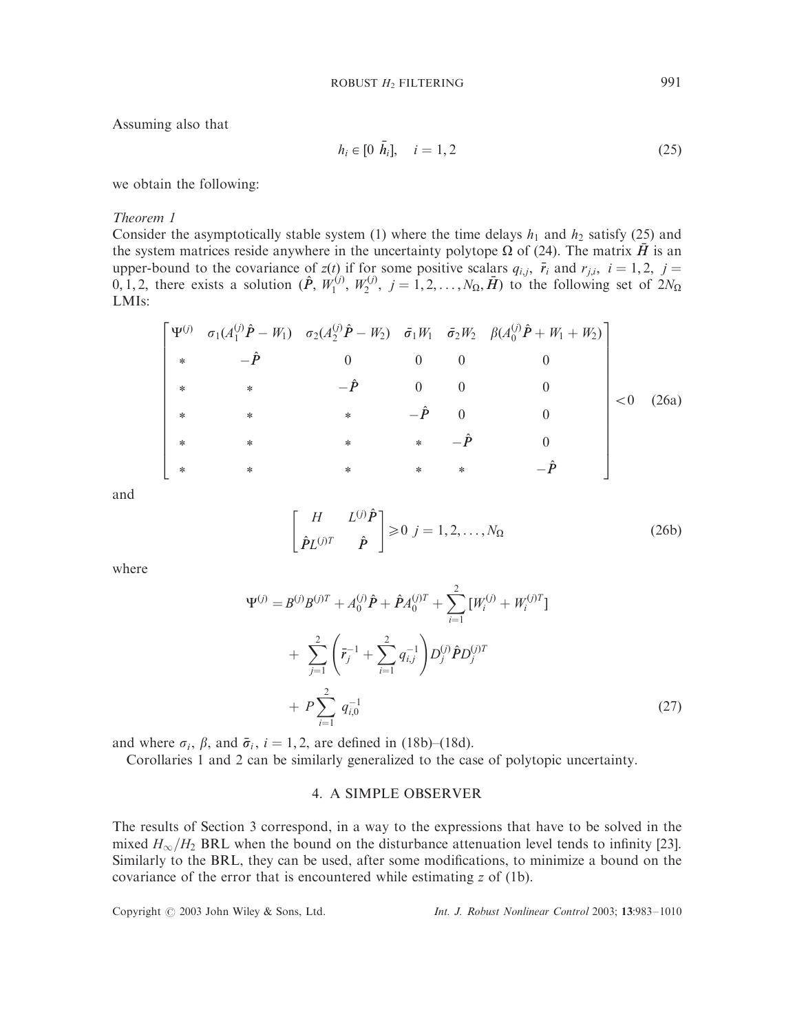Assuming also that

$$h_i \in [0 \ \bar{h}_i], \quad i = 1, 2 \tag{25}$$

we obtain the following:

*Theorem 1*

Consider the asymptotically stable system (1) where the time delays $h_1$ and $h_2$ satisfy (25) and the system matrices reside anywhere in the uncertainty polytope $\Omega$ of (24). The matrix $\bar{H}$ is an upper-bound to the covariance of $z(t)$ if for some positive scalars $q_{i,j}$, $\bar{r}_i$ and $r_{j,i}$, $i = 1, 2$, $j = 0, 1, 2$, there exists a solution $(\hat{P}, W_1^{(j)}, W_2^{(j)}, j = 1, 2, \ldots, N_\Omega, \bar{H})$ to the following set of $2N_\Omega$ LMIs:

$$\begin{bmatrix} \Psi^{(j)} & \sigma_1(A_1^{(j)}\hat{P} - W_1) & \sigma_2(A_2^{(j)}\hat{P} - W_2) & \bar{\sigma}_1 W_1 & \bar{\sigma}_2 W_2 & \beta(A_0^{(j)}\hat{P} + W_1 + W_2) \\ * & -\hat{P} & 0 & 0 & 0 & 0 \\ * & * & -\hat{P} & 0 & 0 & 0 \\ * & * & * & -\hat{P} & 0 & 0 \\ * & * & * & * & -\hat{P} & 0 \\ * & * & * & * & * & -\hat{P} \end{bmatrix} < 0 \tag{26a}$$

and

$$\begin{bmatrix} H & L^{(j)}\hat{P} \\ \hat{P}L^{(j)T} & \hat{P} \end{bmatrix} \geqslant 0 \ \ j = 1, 2, \ldots, N_\Omega \tag{26b}$$

where

$$\begin{aligned} \Psi^{(j)} = {} & B^{(j)}B^{(j)T} + A_0^{(j)}\hat{P} + \hat{P}A_0^{(j)T} + \sum_{i=1}^{2}[W_i^{(j)} + W_i^{(j)T}] \\ & + \sum_{j=1}^{2}\left(\bar{r}_j^{-1} + \sum_{i=1}^{2} q_{i,j}^{-1}\right) D_j^{(j)}\hat{P}D_j^{(j)T} \\ & + P\sum_{i=1}^{2} q_{i,0}^{-1} \end{aligned} \tag{27}$$

and where $\sigma_i$, $\beta$, and $\bar{\sigma}_i$, $i = 1, 2$, are defined in (18b)–(18d).

Corollaries 1 and 2 can be similarly generalized to the case of polytopic uncertainty.

## 4. A SIMPLE OBSERVER

The results of Section 3 correspond, in a way to the expressions that have to be solved in the mixed $H_\infty/H_2$ BRL when the bound on the disturbance attenuation level tends to infinity [23]. Similarly to the BRL, they can be used, after some modifications, to minimize a bound on the covariance of the error that is encountered while estimating $z$ of (1b).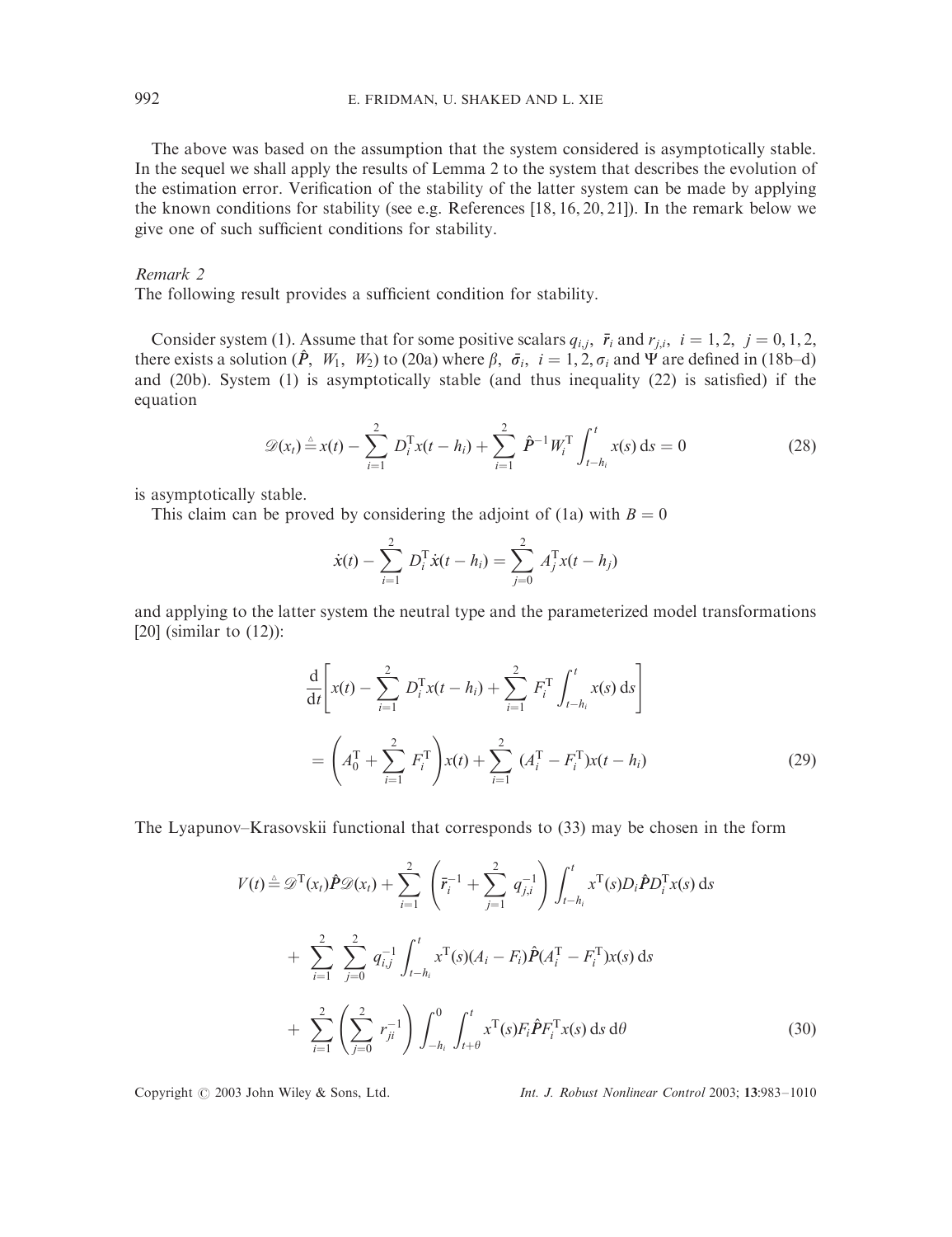The above was based on the assumption that the system considered is asymptotically stable. In the sequel we shall apply the results of Lemma 2 to the system that describes the evolution of the estimation error. Verification of the stability of the latter system can be made by applying the known conditions for stability (see e.g. References [18, 16, 20, 21]). In the remark below we give one of such sufficient conditions for stability.

*Remark 2*

The following result provides a sufficient condition for stability.

Consider system (1). Assume that for some positive scalars $q_{i,j}$, $\bar{r}_i$ and $r_{j,i}$, $i = 1, 2$, $j = 0, 1, 2$, there exists a solution $(\hat{P}, W_1, W_2)$ to (20a) where $\beta$, $\bar{\sigma}_i$, $i = 1, 2, \sigma_i$ and $\Psi$ are defined in (18b–d) and (20b). System (1) is asymptotically stable (and thus inequality (22) is satisfied) if the equation

$$\mathscr{D}(x_t) \triangleq x(t) - \sum_{i=1}^{2} D_i^{\mathrm{T}} x(t-h_i) + \sum_{i=1}^{2} \hat{P}^{-1} W_i^{\mathrm{T}} \int_{t-h_i}^{t} x(s)\,\mathrm{d}s = 0 \tag{28}$$

is asymptotically stable.

This claim can be proved by considering the adjoint of (1a) with $B = 0$

$$\dot{x}(t) - \sum_{i=1}^{2} D_i^{\mathrm{T}} \dot{x}(t-h_i) = \sum_{j=0}^{2} A_j^{\mathrm{T}} x(t-h_j)$$

and applying to the latter system the neutral type and the parameterized model transformations [20] (similar to (12)):

$$\begin{aligned}
&\frac{\mathrm{d}}{\mathrm{d}t}\left[x(t) - \sum_{i=1}^{2} D_i^{\mathrm{T}} x(t-h_i) + \sum_{i=1}^{2} F_i^{\mathrm{T}} \int_{t-h_i}^{t} x(s)\,\mathrm{d}s\right] \\
&\quad = \left(A_0^{\mathrm{T}} + \sum_{i=1}^{2} F_i^{\mathrm{T}}\right) x(t) + \sum_{i=1}^{2} (A_i^{\mathrm{T}} - F_i^{\mathrm{T}}) x(t-h_i)
\end{aligned} \tag{29}$$

The Lyapunov–Krasovskii functional that corresponds to (33) may be chosen in the form

$$\begin{aligned}
V(t) \triangleq{}& \mathscr{D}^{\mathrm{T}}(x_t) \hat{P} \mathscr{D}(x_t) + \sum_{i=1}^{2} \left(\bar{r}_i^{-1} + \sum_{j=1}^{2} q_{j,i}^{-1}\right) \int_{t-h_i}^{t} x^{\mathrm{T}}(s) D_i \hat{P} D_i^{\mathrm{T}} x(s)\,\mathrm{d}s \\
&+ \sum_{i=1}^{2} \sum_{j=0}^{2} q_{i,j}^{-1} \int_{t-h_i}^{t} x^{\mathrm{T}}(s)(A_i - F_i) \hat{P} (A_i^{\mathrm{T}} - F_i^{\mathrm{T}}) x(s)\,\mathrm{d}s \\
&+ \sum_{i=1}^{2} \left(\sum_{j=0}^{2} r_{ji}^{-1}\right) \int_{-h_i}^{0} \int_{t+\theta}^{t} x^{\mathrm{T}}(s) F_i \hat{P} F_i^{\mathrm{T}} x(s)\,\mathrm{d}s\,\mathrm{d}\theta
\end{aligned} \tag{30}$$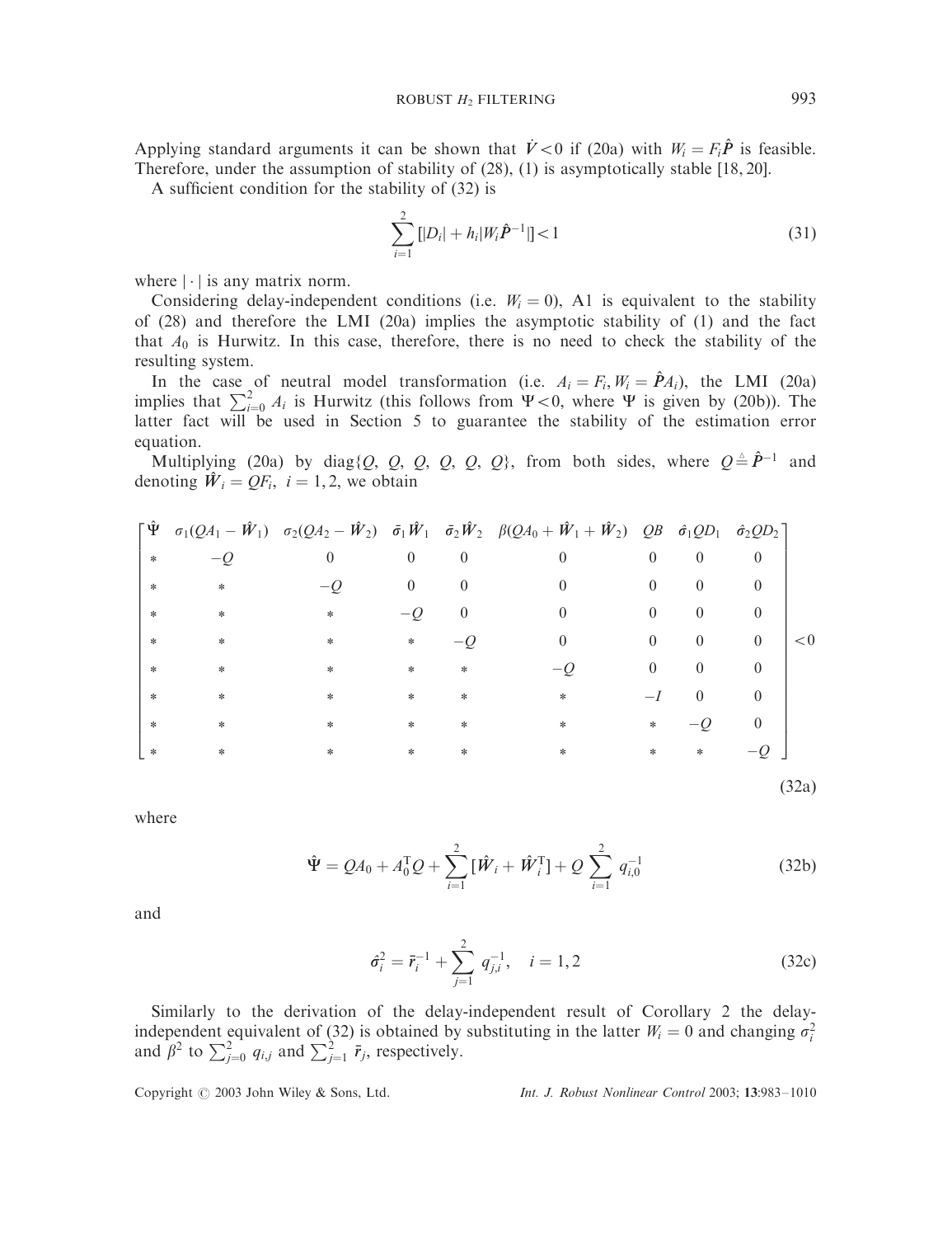Applying standard arguments it can be shown that $\dot{V} < 0$ if (20a) with $W_i = F_i\hat{P}$ is feasible. Therefore, under the assumption of stability of (28), (1) is asymptotically stable [18, 20].

A sufficient condition for the stability of (32) is

$$\sum_{i=1}^{2} [|D_i| + h_i |W_i \hat{P}^{-1}|] < 1 \tag{31}$$

where $|\cdot|$ is any matrix norm.

Considering delay-independent conditions (i.e. $W_i = 0$), A1 is equivalent to the stability of (28) and therefore the LMI (20a) implies the asymptotic stability of (1) and the fact that $A_0$ is Hurwitz. In this case, therefore, there is no need to check the stability of the resulting system.

In the case of neutral model transformation (i.e. $A_i = F_i, W_i = \hat{P}A_i$), the LMI (20a) implies that $\sum_{i=0}^{2} A_i$ is Hurwitz (this follows from $\Psi < 0$, where $\Psi$ is given by (20b)). The latter fact will be used in Section 5 to guarantee the stability of the estimation error equation.

Multiplying (20a) by diag$\{Q, Q, Q, Q, Q, Q\}$, from both sides, where $Q \triangleq \hat{P}^{-1}$ and denoting $\hat{W}_i = QF_i, \ i = 1, 2$, we obtain

$$\begin{bmatrix} \hat{\Psi} & \sigma_1(QA_1 - \hat{W}_1) & \sigma_2(QA_2 - \hat{W}_2) & \bar{\sigma}_1\hat{W}_1 & \bar{\sigma}_2\hat{W}_2 & \beta(QA_0 + \hat{W}_1 + \hat{W}_2) & QB & \hat{\sigma}_1 QD_1 & \hat{\sigma}_2 QD_2 \\ * & -Q & 0 & 0 & 0 & 0 & 0 & 0 & 0 \\ * & * & -Q & 0 & 0 & 0 & 0 & 0 & 0 \\ * & * & * & -Q & 0 & 0 & 0 & 0 & 0 \\ * & * & * & * & -Q & 0 & 0 & 0 & 0 \\ * & * & * & * & * & -Q & 0 & 0 & 0 \\ * & * & * & * & * & * & -I & 0 & 0 \\ * & * & * & * & * & * & * & -Q & 0 \\ * & * & * & * & * & * & * & * & -Q \end{bmatrix} < 0 \tag{32a}$$

where

$$\hat{\Psi} = QA_0 + A_0^{\mathrm{T}}Q + \sum_{i=1}^{2} [\hat{W}_i + \hat{W}_i^{\mathrm{T}}] + Q \sum_{i=1}^{2} q_{i,0}^{-1} \tag{32b}$$

and

$$\hat{\sigma}_i^2 = \bar{r}_i^{-1} + \sum_{j=1}^{2} q_{j,i}^{-1}, \quad i = 1, 2 \tag{32c}$$

Similarly to the derivation of the delay-independent result of Corollary 2 the delay-independent equivalent of (32) is obtained by substituting in the latter $W_i = 0$ and changing $\sigma_i^2$ and $\beta^2$ to $\sum_{j=0}^{2} q_{i,j}$ and $\sum_{j=1}^{2} \bar{r}_j$, respectively.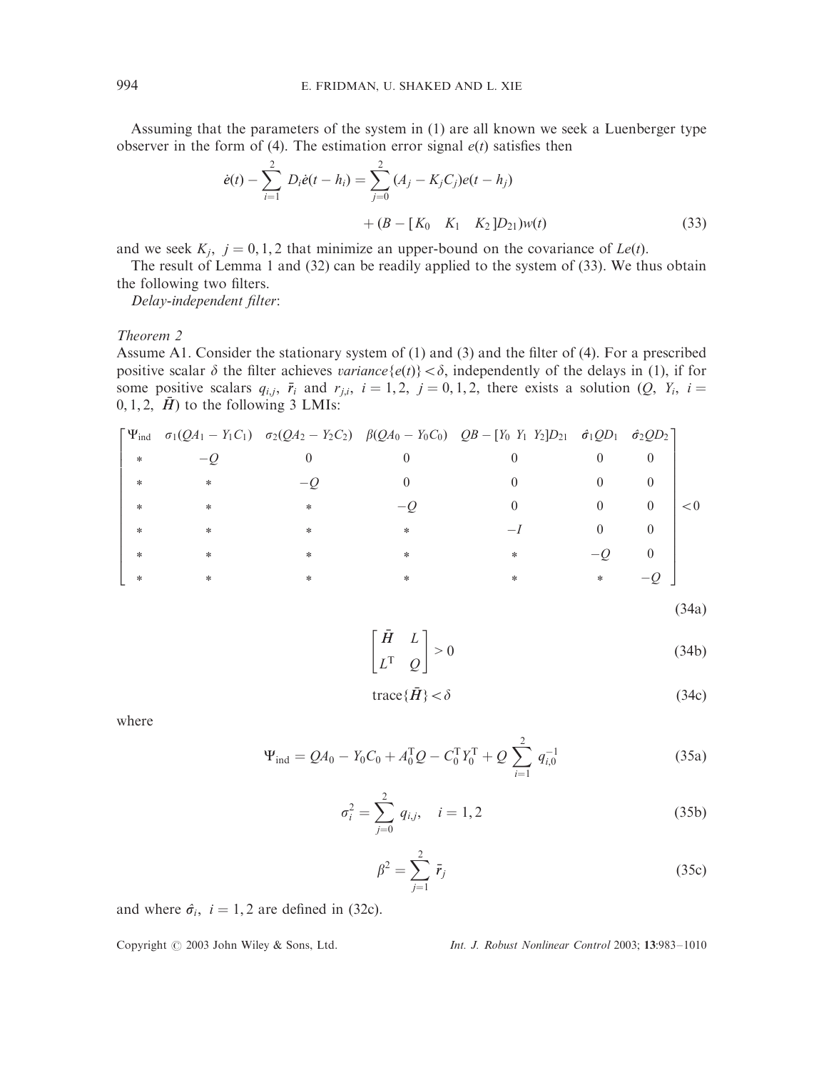Assuming that the parameters of the system in (1) are all known we seek a Luenberger type observer in the form of (4). The estimation error signal $e(t)$ satisfies then

$$\dot{e}(t) - \sum_{i=1}^{2} D_i \dot{e}(t - h_i) = \sum_{j=0}^{2} (A_j - K_j C_j) e(t - h_j) + (B - [K_0 \quad K_1 \quad K_2] D_{21}) w(t) \tag{33}$$

and we seek $K_j,\ j = 0, 1, 2$ that minimize an upper-bound on the covariance of $Le(t)$.

The result of Lemma 1 and (32) can be readily applied to the system of (33). We thus obtain the following two filters.

*Delay-independent filter*:

*Theorem 2*

Assume A1. Consider the stationary system of (1) and (3) and the filter of (4). For a prescribed positive scalar $\delta$ the filter achieves *variance*$\{e(t)\} < \delta$, independently of the delays in (1), if for some positive scalars $q_{i,j}$, $\bar{r}_i$ and $r_{j,i}$, $i = 1, 2$, $j = 0, 1, 2$, there exists a solution ($Q$, $Y_i$, $i = 0, 1, 2$, $\bar{H}$) to the following 3 LMIs:

$$\begin{bmatrix} \Psi_{\text{ind}} & \sigma_1(QA_1 - Y_1C_1) & \sigma_2(QA_2 - Y_2C_2) & \beta(QA_0 - Y_0C_0) & QB - [Y_0 \ Y_1 \ Y_2]D_{21} & \hat{\sigma}_1 QD_1 & \hat{\sigma}_2 QD_2 \\ * & -Q & 0 & 0 & 0 & 0 & 0 \\ * & * & -Q & 0 & 0 & 0 & 0 \\ * & * & * & -Q & 0 & 0 & 0 \\ * & * & * & * & -I & 0 & 0 \\ * & * & * & * & * & -Q & 0 \\ * & * & * & * & * & * & -Q \end{bmatrix} < 0 \tag{34a}$$

$$\begin{bmatrix} \bar{H} & L \\ L^{\text{T}} & Q \end{bmatrix} > 0 \tag{34b}$$

$$\text{trace}\{\bar{H}\} < \delta \tag{34c}$$

where

$$\Psi_{\text{ind}} = QA_0 - Y_0C_0 + A_0^{\text{T}}Q - C_0^{\text{T}}Y_0^{\text{T}} + Q\sum_{i=1}^{2} q_{i,0}^{-1} \tag{35a}$$

$$\sigma_i^2 = \sum_{j=0}^{2} q_{i,j}, \quad i = 1, 2 \tag{35b}$$

$$\beta^2 = \sum_{j=1}^{2} \bar{r}_j \tag{35c}$$

and where $\hat{\sigma}_i,\ i = 1, 2$ are defined in (32c).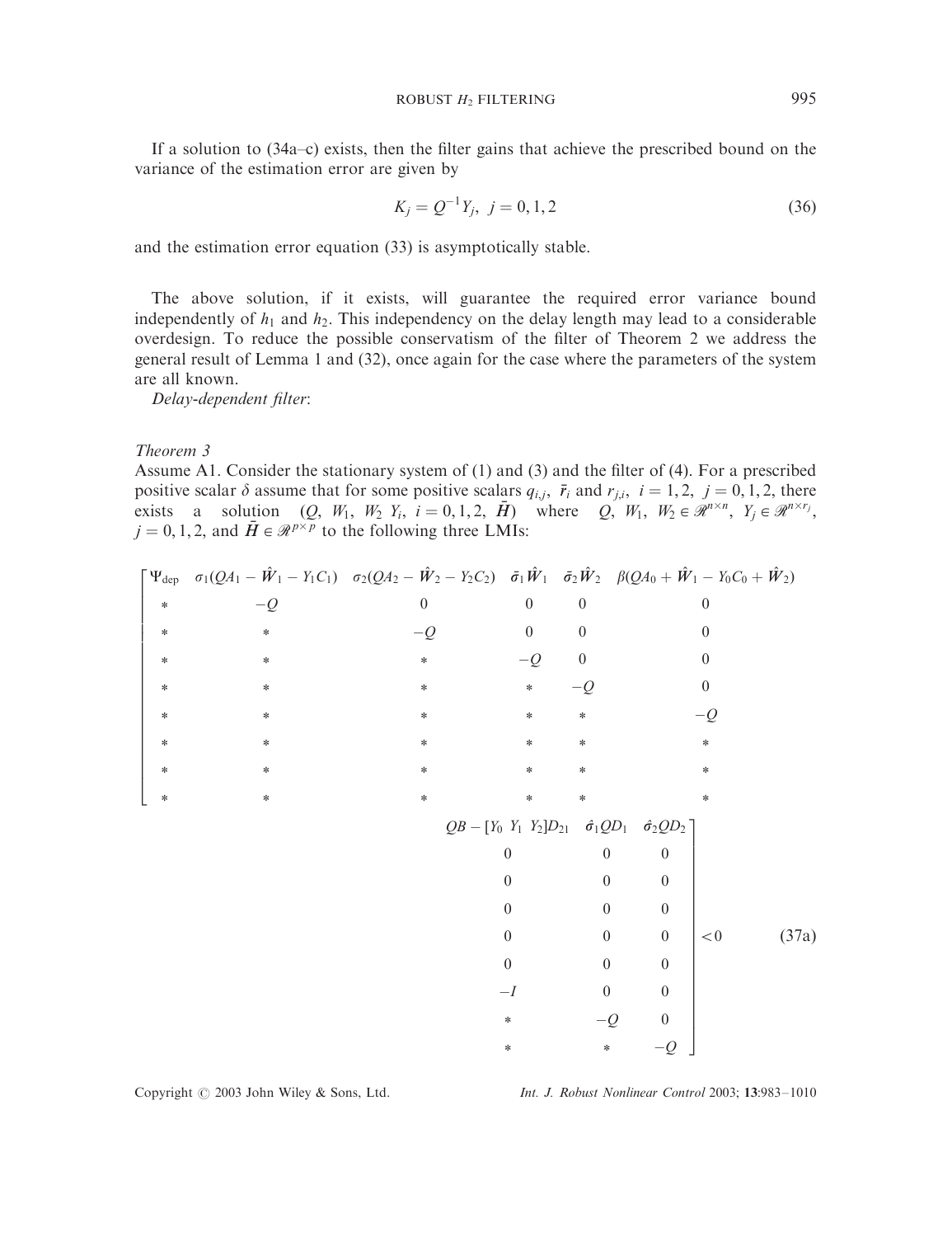If a solution to (34a–c) exists, then the filter gains that achieve the prescribed bound on the variance of the estimation error are given by

$$K_j = Q^{-1} Y_j, \ j = 0, 1, 2 \tag{36}$$

and the estimation error equation (33) is asymptotically stable.

The above solution, if it exists, will guarantee the required error variance bound independently of $h_1$ and $h_2$. This independency on the delay length may lead to a considerable overdesign. To reduce the possible conservatism of the filter of Theorem 2 we address the general result of Lemma 1 and (32), once again for the case where the parameters of the system are all known.

*Delay-dependent filter*:

*Theorem 3*

Assume A1. Consider the stationary system of (1) and (3) and the filter of (4). For a prescribed positive scalar $\delta$ assume that for some positive scalars $q_{i,j}$, $\bar{r}_i$ and $r_{j,i}$, $i = 1, 2$, $j = 0, 1, 2$, there exists a solution $(Q,\ W_1,\ W_2\ Y_i,\ i = 0, 1, 2,\ \bar{H})$ where $Q,\ W_1,\ W_2 \in \mathcal{R}^{n\times n}$, $Y_j \in \mathcal{R}^{n\times r_j}$, $j = 0, 1, 2$, and $\bar{H} \in \mathcal{R}^{p\times p}$ to the following three LMIs:

$$\begin{bmatrix}
\Psi_{\text{dep}} & \sigma_1(QA_1 - \hat{W}_1 - Y_1C_1) & \sigma_2(QA_2 - \hat{W}_2 - Y_2C_2) & \bar{\sigma}_1\hat{W}_1 & \bar{\sigma}_2\hat{W}_2 & \beta(QA_0 + \hat{W}_1 - Y_0C_0 + \hat{W}_2) & QB - [Y_0\ Y_1\ Y_2]D_{21} & \hat{\sigma}_1 QD_1 & \hat{\sigma}_2 QD_2 \\
* & -Q & 0 & 0 & 0 & 0 & 0 & 0 & 0 \\
* & * & -Q & 0 & 0 & 0 & 0 & 0 & 0 \\
* & * & * & -Q & 0 & 0 & 0 & 0 & 0 \\
* & * & * & * & -Q & 0 & 0 & 0 & 0 \\
* & * & * & * & * & -Q & 0 & 0 & 0 \\
* & * & * & * & * & * & -I & 0 & 0 \\
* & * & * & * & * & * & * & -Q & 0 \\
* & * & * & * & * & * & * & * & -Q
\end{bmatrix} < 0 \tag{37a}$$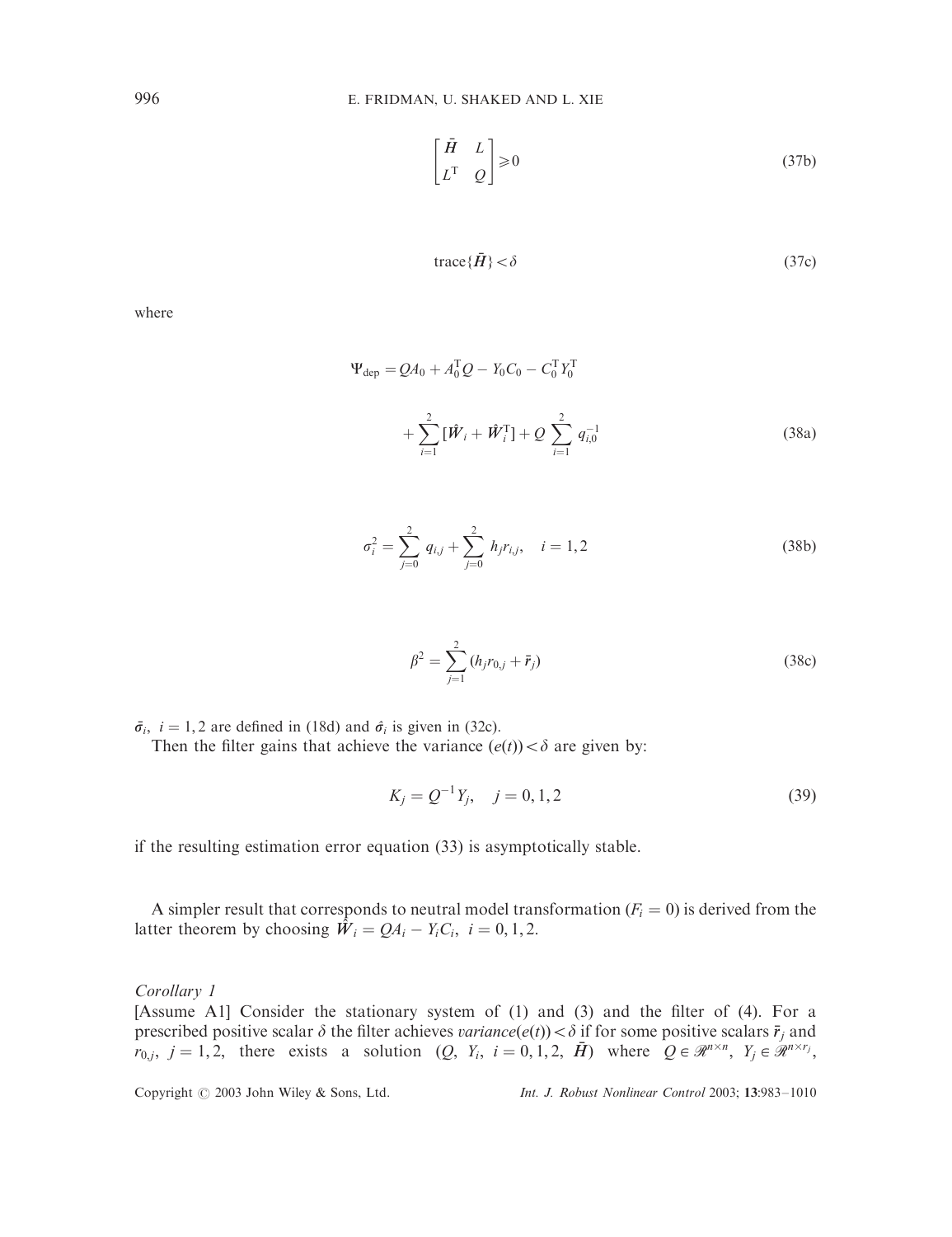$$\begin{bmatrix} \bar{H} & L \\ L^{\mathrm{T}} & Q \end{bmatrix} \geqslant 0 \tag{37b}$$

$$\mathrm{trace}\{\bar{H}\} < \delta \tag{37c}$$

where

$$\Psi_{\mathrm{dep}} = QA_0 + A_0^{\mathrm{T}} Q - Y_0 C_0 - C_0^{\mathrm{T}} Y_0^{\mathrm{T}} + \sum_{i=1}^{2} [\hat{W}_i + \hat{W}_i^{\mathrm{T}}] + Q \sum_{i=1}^{2} q_{i,0}^{-1} \tag{38a}$$

$$\sigma_i^2 = \sum_{j=0}^{2} q_{i,j} + \sum_{j=0}^{2} h_j r_{i,j}, \quad i = 1, 2 \tag{38b}$$

$$\beta^2 = \sum_{j=1}^{2} (h_j r_{0,j} + \bar{r}_j) \tag{38c}$$

$\bar{\sigma}_i$, $i = 1, 2$ are defined in (18d) and $\hat{\sigma}_i$ is given in (32c).

Then the filter gains that achieve the variance $(e(t)) < \delta$ are given by:

$$K_j = Q^{-1} Y_j, \quad j = 0, 1, 2 \tag{39}$$

if the resulting estimation error equation (33) is asymptotically stable.

A simpler result that corresponds to neutral model transformation ($F_i = 0$) is derived from the latter theorem by choosing $\hat{W}_i = QA_i - Y_i C_i$, $i = 0, 1, 2$.

*Corollary 1*

[Assume A1] Consider the stationary system of (1) and (3) and the filter of (4). For a prescribed positive scalar $\delta$ the filter achieves *variance*$(e(t)) < \delta$ if for some positive scalars $\bar{r}_j$ and $r_{0,j}$, $j = 1, 2$, there exists a solution $(Q,\ Y_i,\ i = 0, 1, 2,\ \bar{H})$ where $Q \in \mathscr{R}^{n \times n}$, $Y_j \in \mathscr{R}^{n \times r_j}$,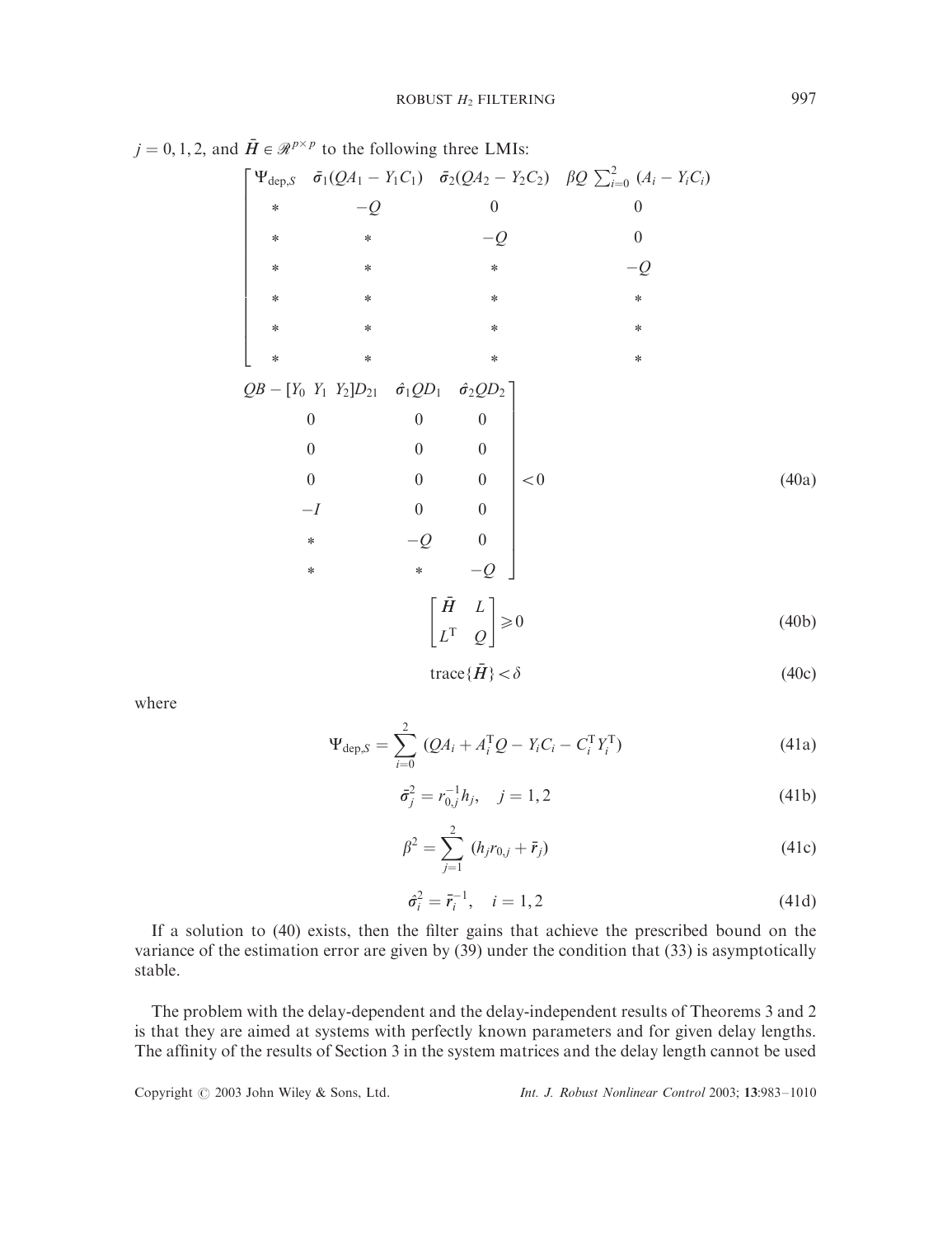$j = 0, 1, 2$, and $\bar{H} \in \mathscr{R}^{p \times p}$ to the following three LMIs:

$$
\begin{bmatrix}
\Psi_{\mathrm{dep},S} & \bar{\sigma}_1(QA_1 - Y_1C_1) & \bar{\sigma}_2(QA_2 - Y_2C_2) & \beta Q \sum_{i=0}^{2} (A_i - Y_iC_i) & QB - [Y_0 \;\; Y_1 \;\; Y_2]D_{21} & \hat{\sigma}_1 QD_1 & \hat{\sigma}_2 QD_2 \\
* & -Q & 0 & 0 & 0 & 0 & 0 \\
* & * & -Q & 0 & 0 & 0 & 0 \\
* & * & * & -Q & 0 & 0 & 0 \\
* & * & * & * & -I & 0 & 0 \\
* & * & * & * & * & -Q & 0 \\
* & * & * & * & * & * & -Q
\end{bmatrix} < 0 \tag{40a}
$$

$$
\begin{bmatrix} \bar{H} & L \\ L^{\mathrm{T}} & Q \end{bmatrix} \geqslant 0 \tag{40b}
$$

$$
\mathrm{trace}\{\bar{H}\} < \delta \tag{40c}
$$

where

$$
\Psi_{\mathrm{dep},S} = \sum_{i=0}^{2} (QA_i + A_i^{\mathrm{T}} Q - Y_iC_i - C_i^{\mathrm{T}} Y_i^{\mathrm{T}}) \tag{41a}
$$

$$
\bar{\sigma}_j^2 = r_{0,j}^{-1} h_j, \quad j = 1, 2 \tag{41b}
$$

$$
\beta^2 = \sum_{j=1}^{2} (h_j r_{0,j} + \bar{r}_j) \tag{41c}
$$

$$
\hat{\sigma}_i^2 = \bar{r}_i^{-1}, \quad i = 1, 2 \tag{41d}
$$

If a solution to (40) exists, then the filter gains that achieve the prescribed bound on the variance of the estimation error are given by (39) under the condition that (33) is asymptotically stable.

The problem with the delay-dependent and the delay-independent results of Theorems 3 and 2 is that they are aimed at systems with perfectly known parameters and for given delay lengths. The affinity of the results of Section 3 in the system matrices and the delay length cannot be used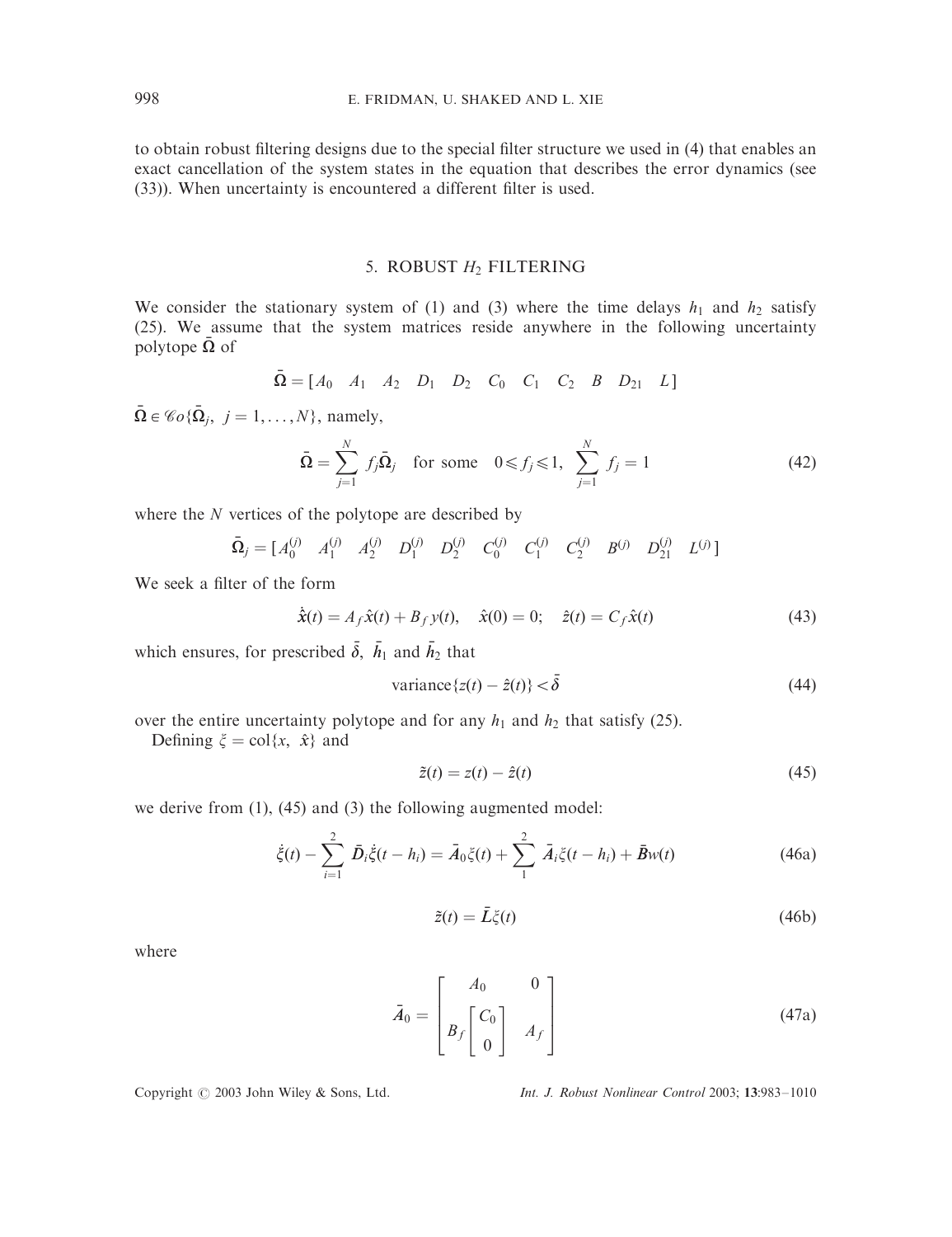to obtain robust filtering designs due to the special filter structure we used in (4) that enables an exact cancellation of the system states in the equation that describes the error dynamics (see (33)). When uncertainty is encountered a different filter is used.

## 5. ROBUST $H_2$ FILTERING

We consider the stationary system of (1) and (3) where the time delays $h_1$ and $h_2$ satisfy (25). We assume that the system matrices reside anywhere in the following uncertainty polytope $\bar{\Omega}$ of

$$\bar{\Omega} = [A_0 \quad A_1 \quad A_2 \quad D_1 \quad D_2 \quad C_0 \quad C_1 \quad C_2 \quad B \quad D_{21} \quad L]$$

$\bar{\Omega} \in \mathcal{C}o\{\bar{\Omega}_j,\ j = 1, \ldots, N\}$, namely,

$$\bar{\Omega} = \sum_{j=1}^{N} f_j \bar{\Omega}_j \quad \text{for some} \quad 0 \leqslant f_j \leqslant 1, \ \sum_{j=1}^{N} f_j = 1 \tag{42}$$

where the $N$ vertices of the polytope are described by

$$\bar{\Omega}_j = [A_0^{(j)} \quad A_1^{(j)} \quad A_2^{(j)} \quad D_1^{(j)} \quad D_2^{(j)} \quad C_0^{(j)} \quad C_1^{(j)} \quad C_2^{(j)} \quad B^{(j)} \quad D_{21}^{(j)} \quad L^{(j)}]$$

We seek a filter of the form

$$\dot{\hat{x}}(t) = A_f \hat{x}(t) + B_f y(t), \quad \hat{x}(0) = 0; \quad \hat{z}(t) = C_f \hat{x}(t) \tag{43}$$

which ensures, for prescribed $\bar{\delta}$, $\bar{h}_1$ and $\bar{h}_2$ that

$$\text{variance}\{z(t) - \hat{z}(t)\} < \bar{\delta} \tag{44}$$

over the entire uncertainty polytope and for any $h_1$ and $h_2$ that satisfy (25).

Defining $\xi = \text{col}\{x,\ \hat{x}\}$ and

$$\tilde{z}(t) = z(t) - \hat{z}(t) \tag{45}$$

we derive from (1), (45) and (3) the following augmented model:

$$\dot{\xi}(t) - \sum_{i=1}^{2} \bar{D}_i \dot{\xi}(t - h_i) = \bar{A}_0 \xi(t) + \sum_{1}^{2} \bar{A}_i \xi(t - h_i) + \bar{B} w(t) \tag{46a}$$

$$\tilde{z}(t) = \bar{L} \xi(t) \tag{46b}$$

where

$$\bar{A}_0 = \begin{bmatrix} A_0 & 0 \\ B_f \begin{bmatrix} C_0 \\ 0 \end{bmatrix} & A_f \end{bmatrix} \tag{47a}$$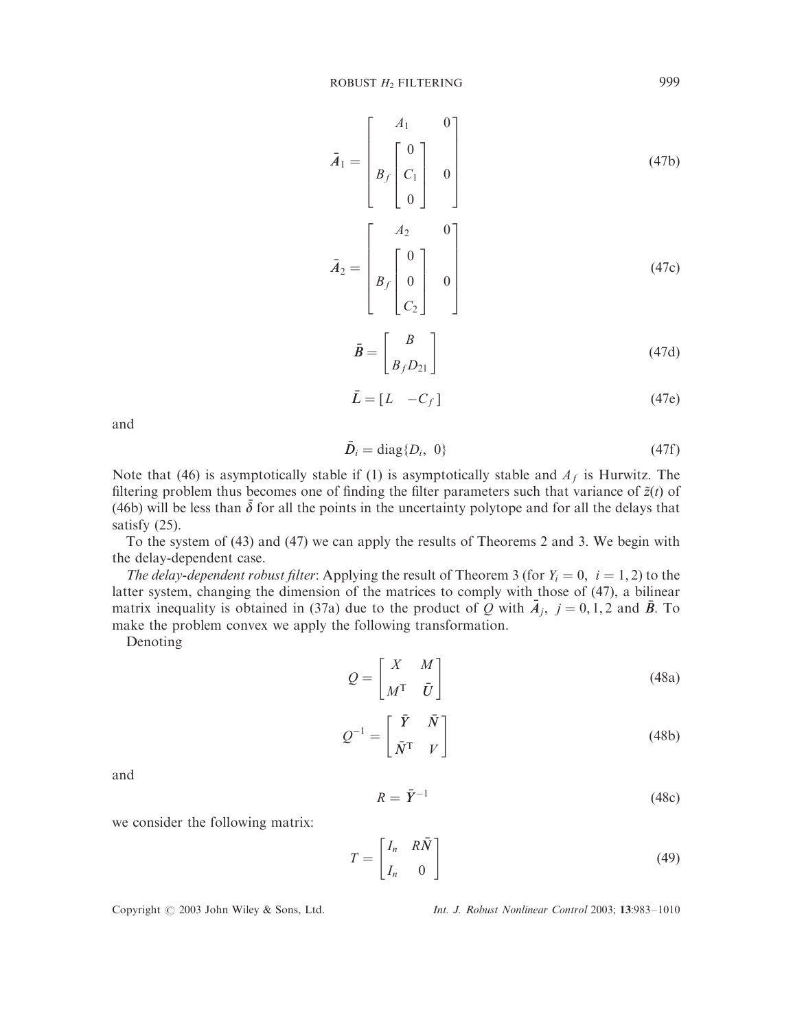$$\bar{A}_1 = \begin{bmatrix} A_1 & 0 \\ B_f \begin{bmatrix} 0 \\ C_1 \\ 0 \end{bmatrix} & 0 \end{bmatrix} \tag{47b}$$

$$\bar{A}_2 = \begin{bmatrix} A_2 & 0 \\ B_f \begin{bmatrix} 0 \\ 0 \\ C_2 \end{bmatrix} & 0 \end{bmatrix} \tag{47c}$$

$$\bar{B} = \begin{bmatrix} B \\ B_f D_{21} \end{bmatrix} \tag{47d}$$

$$\bar{L} = [L \quad -C_f] \tag{47e}$$

and

$$\bar{D}_i = \text{diag}\{D_i,\ 0\} \tag{47f}$$

Note that (46) is asymptotically stable if (1) is asymptotically stable and $A_f$ is Hurwitz. The filtering problem thus becomes one of finding the filter parameters such that variance of $\tilde{z}(t)$ of (46b) will be less than $\bar{\delta}$ for all the points in the uncertainty polytope and for all the delays that satisfy (25).

To the system of (43) and (47) we can apply the results of Theorems 2 and 3. We begin with the delay-dependent case.

*The delay-dependent robust filter*: Applying the result of Theorem 3 (for $Y_i = 0,\ i = 1, 2$) to the latter system, changing the dimension of the matrices to comply with those of (47), a bilinear matrix inequality is obtained in (37a) due to the product of $Q$ with $\bar{A}_j,\ j = 0, 1, 2$ and $\bar{B}$. To make the problem convex we apply the following transformation.

Denoting

$$Q = \begin{bmatrix} X & M \\ M^{\mathrm{T}} & \bar{U} \end{bmatrix} \tag{48a}$$

$$Q^{-1} = \begin{bmatrix} \bar{Y} & \bar{N} \\ \bar{N}^{\mathrm{T}} & V \end{bmatrix} \tag{48b}$$

and

$$R = \bar{Y}^{-1} \tag{48c}$$

we consider the following matrix:

$$T = \begin{bmatrix} I_n & R\bar{N} \\ I_n & 0 \end{bmatrix} \tag{49}$$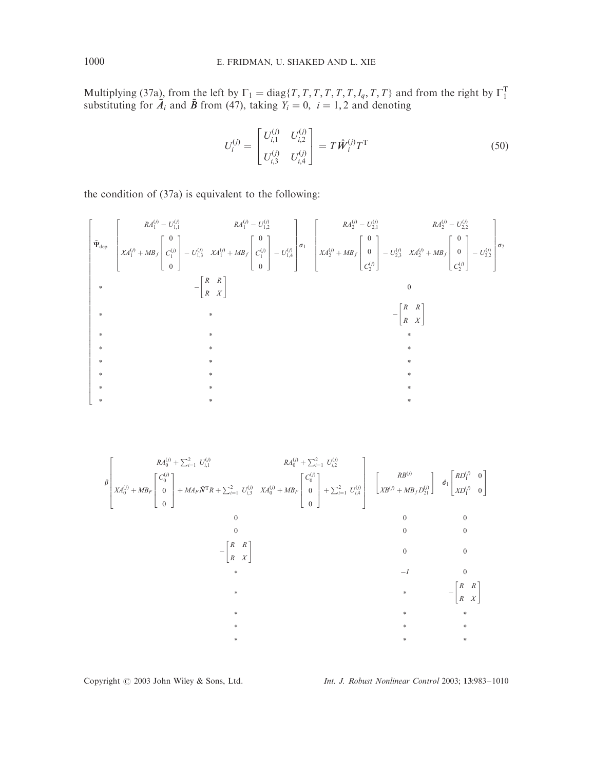Multiplying (37a), from the left by $\Gamma_1 = \text{diag}\{T, T, T, T, T, T, I_q, T, T\}$ and from the right by $\Gamma_1^{\mathrm{T}}$ substituting for $\bar{A}_i$ and $\bar{B}$ from (47), taking $Y_i = 0,\ i = 1, 2$ and denoting

$$U_i^{(j)} = \begin{bmatrix} U_{i,1}^{(j)} & U_{i,2}^{(j)} \\ U_{i,3}^{(j)} & U_{i,4}^{(j)} \end{bmatrix} = T\hat{W}_i^{(j)}T^{\mathrm{T}} \tag{50}$$

the condition of (37a) is equivalent to the following:

$$\left[\begin{array}{cccc}
\bar{\Psi}_{\text{dep}} & \begin{bmatrix} RA_1^{(j)} - U_{1,1}^{(j)} & RA_1^{(j)} - U_{1,2}^{(j)} \\ XA_1^{(j)} + MB_f\begin{bmatrix} 0 \\ C_1^{(j)} \\ 0 \end{bmatrix} - U_{1,3}^{(j)} & XA_1^{(j)} + MB_f\begin{bmatrix} 0 \\ C_1^{(j)} \\ 0 \end{bmatrix} - U_{1,4}^{(j)} \end{bmatrix}\sigma_1 & \begin{bmatrix} RA_2^{(j)} - U_{2,1}^{(j)} & RA_2^{(j)} - U_{2,2}^{(j)} \\ XA_2^{(j)} + MB_f\begin{bmatrix} 0 \\ 0 \\ C_2^{(j)} \end{bmatrix} - U_{2,3}^{(j)} & XA_2^{(j)} + MB_f\begin{bmatrix} 0 \\ 0 \\ C_2^{(j)} \end{bmatrix} - U_{2,2}^{(j)} \end{bmatrix}\sigma_2 & \cdots \\
* & -\begin{bmatrix} R & R \\ R & X \end{bmatrix} & 0 & \cdots \\
* & * & -\begin{bmatrix} R & R \\ R & X \end{bmatrix} & \cdots \\
* & * & * & \cdots \\
* & * & * & \cdots \\
* & * & * & \cdots \\
* & * & * & \cdots \\
* & * & * & \cdots \\
* & * & * & \cdots
\end{array}\right.$$

$$\left.\begin{array}{ccc}
\beta\begin{bmatrix} RA_0^{(j)} + \sum_{i=1}^2 U_{i,1}^{(j)} & RA_0^{(j)} + \sum_{i=1}^2 U_{i,2}^{(j)} \\ XA_0^{(j)} + MB_F\begin{bmatrix} C_0^{(j)} \\ 0 \\ 0 \end{bmatrix} + MA_F\bar{N}^{\mathrm{T}}R + \sum_{i=1}^2 U_{i,3}^{(j)} & XA_0^{(j)} + MB_F\begin{bmatrix} C_0^{(j)} \\ 0 \\ 0 \end{bmatrix} + \sum_{i=1}^2 U_{i,4}^{(j)} \end{bmatrix} & \begin{bmatrix} RB^{(j)} \\ XB^{(j)} + MB_fD_{21}^{(j)} \end{bmatrix} & \hat{\sigma}_1\begin{bmatrix} RD_1^{(j)} & 0 \\ XD_1^{(j)} & 0 \end{bmatrix} \\
0 & 0 & 0 \\
0 & 0 & 0 \\
-\begin{bmatrix} R & R \\ R & X \end{bmatrix} & 0 & 0 \\
* & -I & 0 \\
* & * & -\begin{bmatrix} R & R \\ R & X \end{bmatrix} \\
* & * & * \\
* & * & * \\
* & * & *
\end{array}\right.$$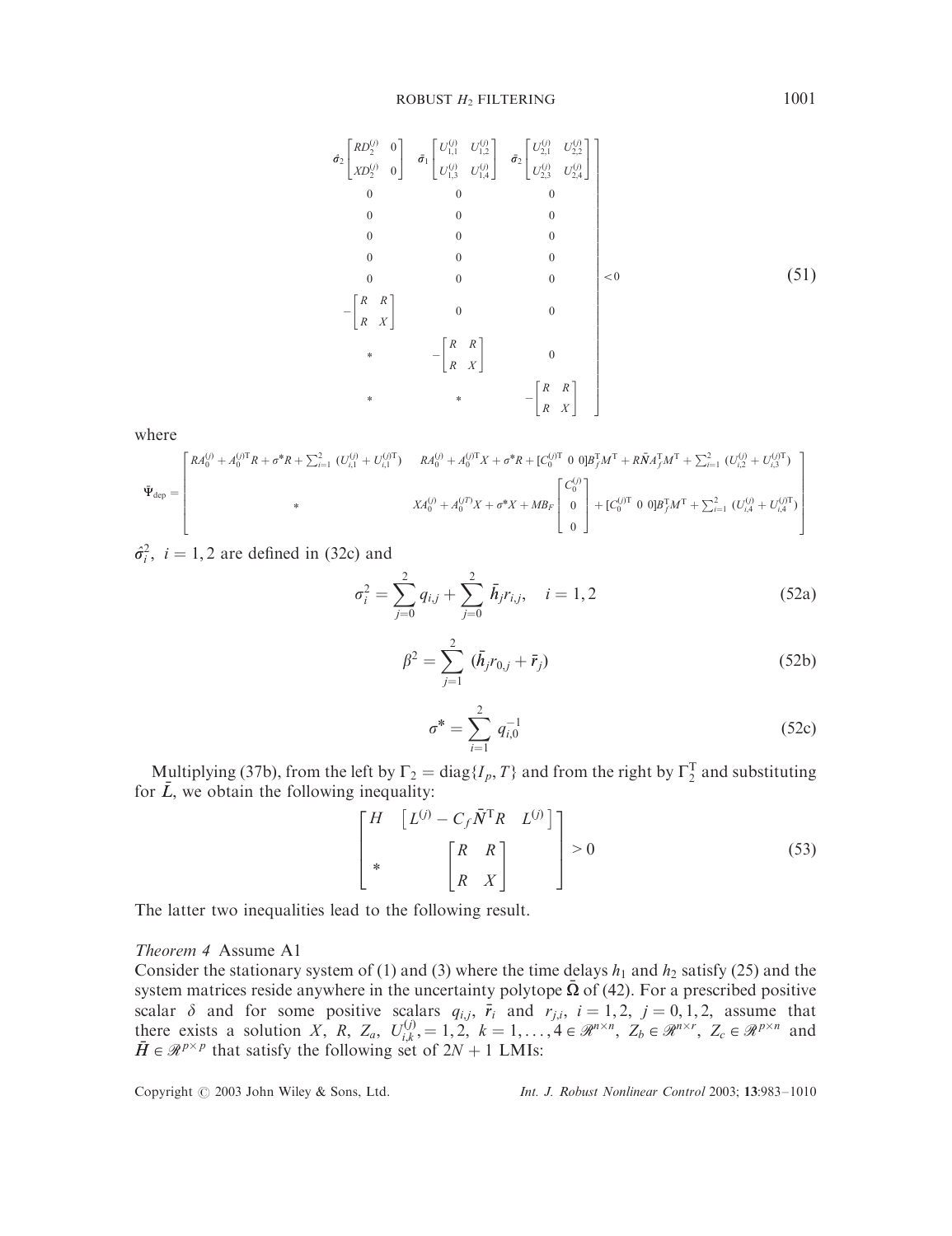$$
\left.
\begin{matrix}
\hat{\sigma}_2 \begin{bmatrix} RD_2^{(j)} & 0 \\ XD_2^{(j)} & 0 \end{bmatrix} & \bar{\sigma}_1 \begin{bmatrix} U_{1,1}^{(j)} & U_{1,2}^{(j)} \\ U_{1,3}^{(j)} & U_{1,4}^{(j)} \end{bmatrix} & \bar{\sigma}_2 \begin{bmatrix} U_{2,1}^{(j)} & U_{2,2}^{(j)} \\ U_{2,3}^{(j)} & U_{2,4}^{(j)} \end{bmatrix} \\
0 & 0 & 0 \\
0 & 0 & 0 \\
0 & 0 & 0 \\
0 & 0 & 0 \\
0 & 0 & 0 \\
-\begin{bmatrix} R & R \\ R & X \end{bmatrix} & 0 & 0 \\
* & -\begin{bmatrix} R & R \\ R & X \end{bmatrix} & 0 \\
* & * & -\begin{bmatrix} R & R \\ R & X \end{bmatrix}
\end{matrix}
\right] < 0 \tag{51}
$$

where

$$
\bar{\Psi}_{\text{dep}} = \begin{bmatrix} RA_0^{(j)} + A_0^{(j)\text{T}}R + \sigma^* R + \sum_{i=1}^{2} (U_{i,1}^{(j)} + U_{i,1}^{(j)\text{T}}) & RA_0^{(j)} + A_0^{(j)\text{T}}X + \sigma^* R + [C_0^{(j)\text{T}} \ 0 \ 0]B_f^{\text{T}}M^{\text{T}} + R\bar{N}A_f^{\text{T}}M^{\text{T}} + \sum_{i=1}^{2} (U_{i,2}^{(j)} + U_{i,3}^{(j)\text{T}}) \\ * & XA_0^{(j)} + A_0^{(j\text{T})}X + \sigma^* X + MB_F \begin{bmatrix} C_0^{(j)} \\ 0 \\ 0 \end{bmatrix} + [C_0^{(j)\text{T}} \ 0 \ 0]B_f^{\text{T}}M^{\text{T}} + \sum_{i=1}^{2} (U_{i,4}^{(j)} + U_{i,4}^{(j)\text{T}}) \end{bmatrix}
$$

$\hat{\sigma}_i^2, \ i = 1, 2$ are defined in (32c) and

$$
\sigma_i^2 = \sum_{j=0}^{2} q_{i,j} + \sum_{j=0}^{2} \bar{h}_j r_{i,j}, \quad i = 1, 2 \tag{52a}
$$

$$
\beta^2 = \sum_{j=1}^{2} (\bar{h}_j r_{0,j} + \bar{r}_j) \tag{52b}
$$

$$
\sigma^* = \sum_{i=1}^{2} q_{i,0}^{-1} \tag{52c}
$$

Multiplying (37b), from the left by $\Gamma_2 = \text{diag}\{I_p, T\}$ and from the right by $\Gamma_2^{\text{T}}$ and substituting for $\bar{L}$, we obtain the following inequality:

$$
\begin{bmatrix} H & \begin{bmatrix} L^{(j)} - C_f \bar{N}^{\text{T}} R & L^{(j)} \end{bmatrix} \\ * & \begin{bmatrix} R & R \\ R & X \end{bmatrix} \end{bmatrix} > 0 \tag{53}
$$

The latter two inequalities lead to the following result.

*Theorem 4* Assume A1

Consider the stationary system of (1) and (3) where the time delays $h_1$ and $h_2$ satisfy (25) and the system matrices reside anywhere in the uncertainty polytope $\bar{\Omega}$ of (42). For a prescribed positive scalar $\delta$ and for some positive scalars $q_{i,j}$, $\bar{r}_i$ and $r_{j,i}$, $i = 1, 2$, $j = 0, 1, 2$, assume that there exists a solution $X$, $R$, $Z_a$, $U_{i,k}^{(j)}, = 1, 2$, $k = 1, \ldots, 4 \in \mathcal{R}^{n \times n}$, $Z_b \in \mathcal{R}^{n \times r}$, $Z_c \in \mathcal{R}^{p \times n}$ and $\bar{H} \in \mathcal{R}^{p \times p}$ that satisfy the following set of $2N + 1$ LMIs: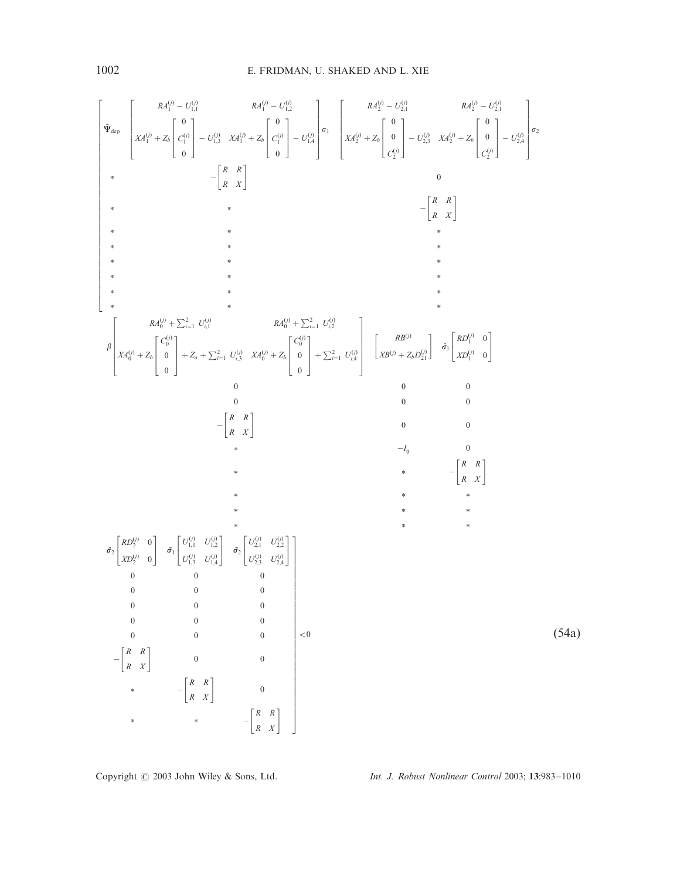$$
\begin{bmatrix}
\bar{\Psi}_{\mathrm{dep}} & \begin{bmatrix} RA_1^{(j)} - U_{1,1}^{(j)} & RA_1^{(j)} - U_{1,2}^{(j)} \\ XA_1^{(j)} + Z_b \begin{bmatrix} 0 \\ C_1^{(j)} \\ 0 \end{bmatrix} - U_{1,3}^{(j)} & XA_1^{(j)} + Z_b \begin{bmatrix} 0 \\ C_1^{(j)} \\ 0 \end{bmatrix} - U_{1,4}^{(j)} \end{bmatrix} \sigma_1 & \begin{bmatrix} RA_2^{(j)} - U_{2,1}^{(j)} & RA_2^{(j)} - U_{2,1}^{(j)} \\ XA_2^{(j)} + Z_b \begin{bmatrix} 0 \\ 0 \\ C_2^{(j)} \end{bmatrix} - U_{2,3}^{(j)} & XA_2^{(j)} + Z_b \begin{bmatrix} 0 \\ 0 \\ C_2^{(j)} \end{bmatrix} - U_{2,4}^{(j)} \end{bmatrix} \sigma_2 & \beta \begin{bmatrix} RA_0^{(j)} + \sum_{i=1}^{2} U_{i,1}^{(j)} & RA_0^{(j)} + \sum_{i=1}^{2} U_{i,2}^{(j)} \\ XA_0^{(j)} + Z_b \begin{bmatrix} C_0^{(j)} \\ 0 \\ 0 \end{bmatrix} + Z_a + \sum_{i=1}^{2} U_{i,3}^{(j)} & XA_0^{(j)} + Z_b \begin{bmatrix} C_0^{(j)} \\ 0 \\ 0 \end{bmatrix} + \sum_{i=1}^{2} U_{i,4}^{(j)} \end{bmatrix} & \begin{bmatrix} RB^{(j)} \\ XB^{(j)} + Z_b D_{21}^{(j)} \end{bmatrix} & \hat{\sigma}_1 \begin{bmatrix} RD_1^{(j)} & 0 \\ XD_1^{(j)} & 0 \end{bmatrix} & \hat{\sigma}_2 \begin{bmatrix} RD_2^{(j)} & 0 \\ XD_2^{(j)} & 0 \end{bmatrix} & \bar{\sigma}_1 \begin{bmatrix} U_{1,1}^{(j)} & U_{1,2}^{(j)} \\ U_{1,3}^{(j)} & U_{1,4}^{(j)} \end{bmatrix} & \bar{\sigma}_2 \begin{bmatrix} U_{2,1}^{(j)} & U_{2,2}^{(j)} \\ U_{2,3}^{(j)} & U_{2,4}^{(j)} \end{bmatrix} \\
* & -\begin{bmatrix} R & R \\ R & X \end{bmatrix} & 0 & 0 & 0 & 0 & 0 & 0 & 0 \\
* & * & -\begin{bmatrix} R & R \\ R & X \end{bmatrix} & 0 & 0 & 0 & 0 & 0 & 0 \\
* & * & * & -\begin{bmatrix} R & R \\ R & X \end{bmatrix} & 0 & 0 & 0 & 0 & 0 \\
* & * & * & * & -I_q & 0 & 0 & 0 & 0 \\
* & * & * & * & * & -\begin{bmatrix} R & R \\ R & X \end{bmatrix} & 0 & 0 & 0 \\
* & * & * & * & * & * & -\begin{bmatrix} R & R \\ R & X \end{bmatrix} & 0 & 0 \\
* & * & * & * & * & * & * & -\begin{bmatrix} R & R \\ R & X \end{bmatrix} & 0 \\
* & * & * & * & * & * & * & * & -\begin{bmatrix} R & R \\ R & X \end{bmatrix}
\end{bmatrix} < 0 \qquad (54a)
$$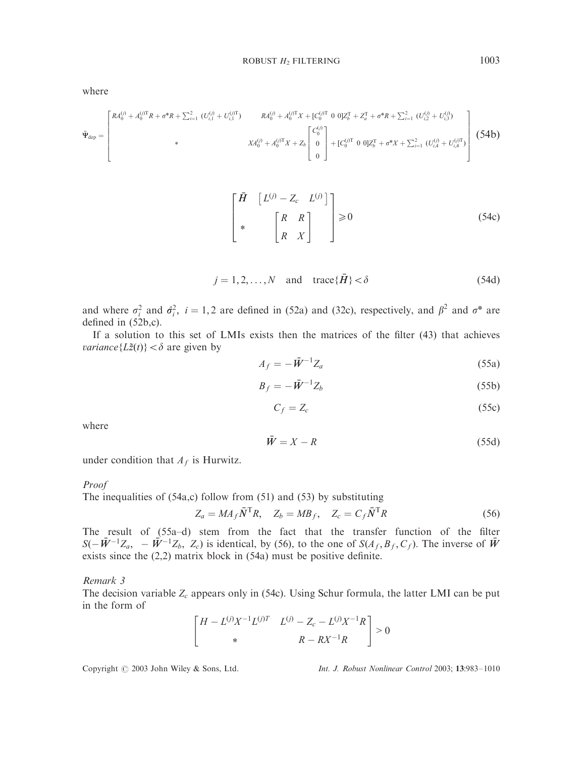where

$$
\bar{\Psi}_{\text{dep}} = \begin{bmatrix} RA_0^{(j)} + A_0^{(j)\text{T}}R + \sigma^* R + \sum_{i=1}^{2} (U_{i,1}^{(j)} + U_{i,1}^{(j)\text{T}}) & RA_0^{(j)} + A_0^{(j)\text{T}}X + [C_0^{(j)\text{T}} \ 0 \ 0]Z_b^{\text{T}} + Z_a^{\text{T}} + \sigma^* R + \sum_{i=1}^{2} (U_{i,2}^{(j)} + U_{i,3}^{(j)}) \\ * & XA_0^{(j)} + A_0^{(j)\text{T}}X + Z_b \begin{bmatrix} C_0^{(j)} \\ 0 \\ 0 \end{bmatrix} + [C_0^{(j)\text{T}} \ 0 \ 0]Z_b^{\text{T}} + \sigma^* X + \sum_{i=1}^{2} (U_{i,4}^{(j)} + U_{i,4}^{(j)\text{T}}) \end{bmatrix} \tag{54b}
$$

$$
\begin{bmatrix} \bar{H} & \begin{bmatrix} L^{(j)} - Z_c & L^{(j)} \end{bmatrix} \\ * & \begin{bmatrix} R & R \\ R & X \end{bmatrix} \end{bmatrix} \geqslant 0 \tag{54c}
$$

$$
j = 1, 2, \ldots, N \quad \text{and} \quad \text{trace}\{\bar{H}\} < \delta \tag{54d}
$$

and where $\sigma_i^2$ and $\hat{\sigma}_i^2$, $i = 1, 2$ are defined in (52a) and (32c), respectively, and $\beta^2$ and $\sigma^*$ are defined in (52b,c).

If a solution to this set of LMIs exists then the matrices of the filter (43) that achieves *variance*$\{L\tilde{z}(t)\} < \delta$ are given by

$$
A_f = -\bar{W}^{-1} Z_a \tag{55a}
$$

$$
B_f = -\bar{W}^{-1} Z_b \tag{55b}
$$

$$
C_f = Z_c \tag{55c}
$$

where

$$
\bar{W} = X - R \tag{55d}
$$

under condition that $A_f$ is Hurwitz.

*Proof*

The inequalities of (54a,c) follow from (51) and (53) by substituting

$$
Z_a = MA_f \bar{N}^{\text{T}} R, \quad Z_b = MB_f, \quad Z_c = C_f \bar{N}^{\text{T}} R \tag{56}
$$

The result of (55a–d) stem from the fact that the transfer function of the filter $S(-\bar{W}^{-1}Z_a, \ -\bar{W}^{-1}Z_b, \ Z_c)$ is identical, by (56), to the one of $S(A_f, B_f, C_f)$. The inverse of $\bar{W}$ exists since the (2,2) matrix block in (54a) must be positive definite.

*Remark 3*

The decision variable $Z_c$ appears only in (54c). Using Schur formula, the latter LMI can be put in the form of

$$
\begin{bmatrix} H - L^{(j)} X^{-1} L^{(j)T} & L^{(j)} - Z_c - L^{(j)} X^{-1} R \\ * & R - RX^{-1} R \end{bmatrix} > 0
$$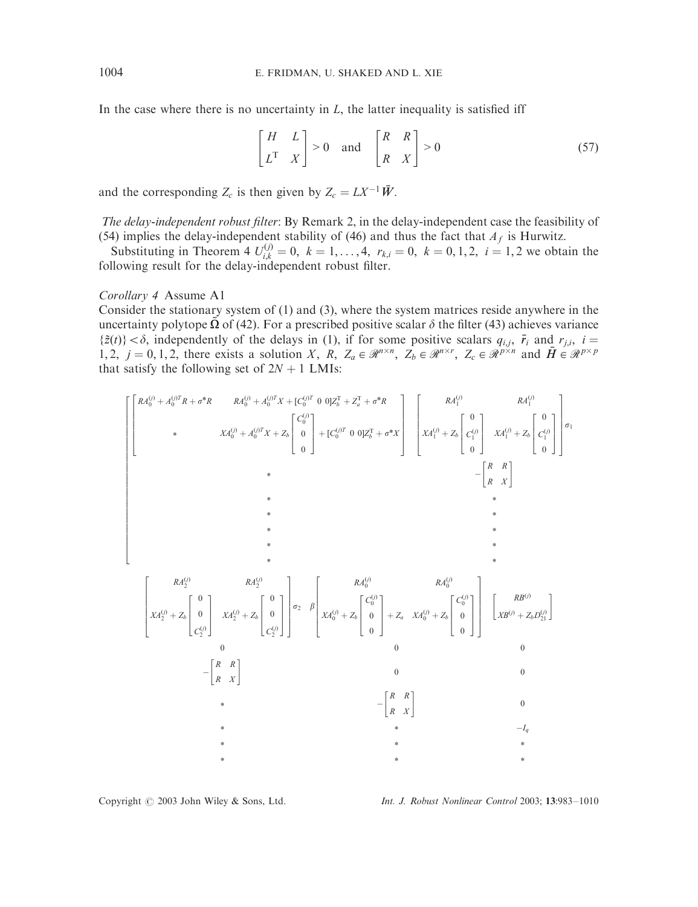In the case where there is no uncertainty in $L$, the latter inequality is satisfied iff

$$
\begin{bmatrix} H & L \\ L^{\mathrm{T}} & X \end{bmatrix} > 0 \quad \text{and} \quad \begin{bmatrix} R & R \\ R & X \end{bmatrix} > 0 \tag{57}
$$

and the corresponding $Z_c$ is then given by $Z_c = LX^{-1}\bar{W}$.

*The delay-independent robust filter*: By Remark 2, in the delay-independent case the feasibility of (54) implies the delay-independent stability of (46) and thus the fact that $A_f$ is Hurwitz.

Substituting in Theorem 4 $U_{i,k}^{(j)} = 0,\ k = 1, \ldots, 4,\ r_{k,i} = 0,\ k = 0, 1, 2,\ i = 1, 2$ we obtain the following result for the delay-independent robust filter.

*Corollary 4* Assume A1

Consider the stationary system of (1) and (3), where the system matrices reside anywhere in the uncertainty polytope $\bar{\Omega}$ of (42). For a prescribed positive scalar $\delta$ the filter (43) achieves variance $\{\tilde{z}(t)\} < \delta$, independently of the delays in (1), if for some positive scalars $q_{i,j}$, $\bar{r}_i$ and $r_{j,i}$, $i = 1, 2$, $j = 0, 1, 2$, there exists a solution $X$, $R$, $Z_a \in \mathscr{R}^{n \times n}$, $Z_b \in \mathscr{R}^{n \times r}$, $Z_c \in \mathscr{R}^{p \times n}$ and $\bar{H} \in \mathscr{R}^{p \times p}$ that satisfy the following set of $2N + 1$ LMIs:

$$
\left[\begin{array}{cccc}
\begin{bmatrix} RA_0^{(j)} + A_0^{(j)T}R + \sigma^* R & RA_0^{(j)} + A_0^{(j)T}X + [C_0^{(j)T}\ 0\ 0]Z_b^{\mathrm{T}} + Z_a^{\mathrm{T}} + \sigma^* R \\ * & XA_0^{(j)} + A_0^{(j)T}X + Z_b \begin{bmatrix} C_0^{(j)} \\ 0 \\ 0 \end{bmatrix} + [C_0^{(j)T}\ 0\ 0]Z_b^{\mathrm{T}} + \sigma^* X \end{bmatrix} & \begin{bmatrix} RA_1^{(j)} & RA_1^{(j)} \\ XA_1^{(j)} + Z_b \begin{bmatrix} 0 \\ C_1^{(j)} \\ 0 \end{bmatrix} & XA_1^{(j)} + Z_b \begin{bmatrix} 0 \\ C_1^{(j)} \\ 0 \end{bmatrix} \end{bmatrix} \sigma_1 \\
* & -\begin{bmatrix} R & R \\ R & X \end{bmatrix} \\
* & * \\
* & * \\
* & * \\
* & * \\
* & *
\end{array}\right.
$$

$$
\begin{array}{ccc}
\begin{bmatrix} RA_2^{(j)} & RA_2^{(j)} \\ XA_2^{(j)} + Z_b \begin{bmatrix} 0 \\ 0 \\ C_2^{(j)} \end{bmatrix} & XA_2^{(j)} + Z_b \begin{bmatrix} 0 \\ 0 \\ C_2^{(j)} \end{bmatrix} \end{bmatrix} \sigma_2 & \beta \begin{bmatrix} RA_0^{(j)} & RA_0^{(j)} \\ XA_0^{(j)} + Z_b \begin{bmatrix} C_0^{(j)} \\ 0 \\ 0 \end{bmatrix} + Z_a & XA_0^{(j)} + Z_b \begin{bmatrix} C_0^{(j)} \\ 0 \\ 0 \end{bmatrix} \end{bmatrix} & \begin{bmatrix} RB^{(j)} \\ XB^{(j)} + Z_b D_{21}^{(j)} \end{bmatrix} \\
0 & 0 & 0 \\
-\begin{bmatrix} R & R \\ R & X \end{bmatrix} & 0 & 0 \\
* & -\begin{bmatrix} R & R \\ R & X \end{bmatrix} & 0 \\
* & * & -I_q \\
* & * & * \\
* & * & *
\end{array}
$$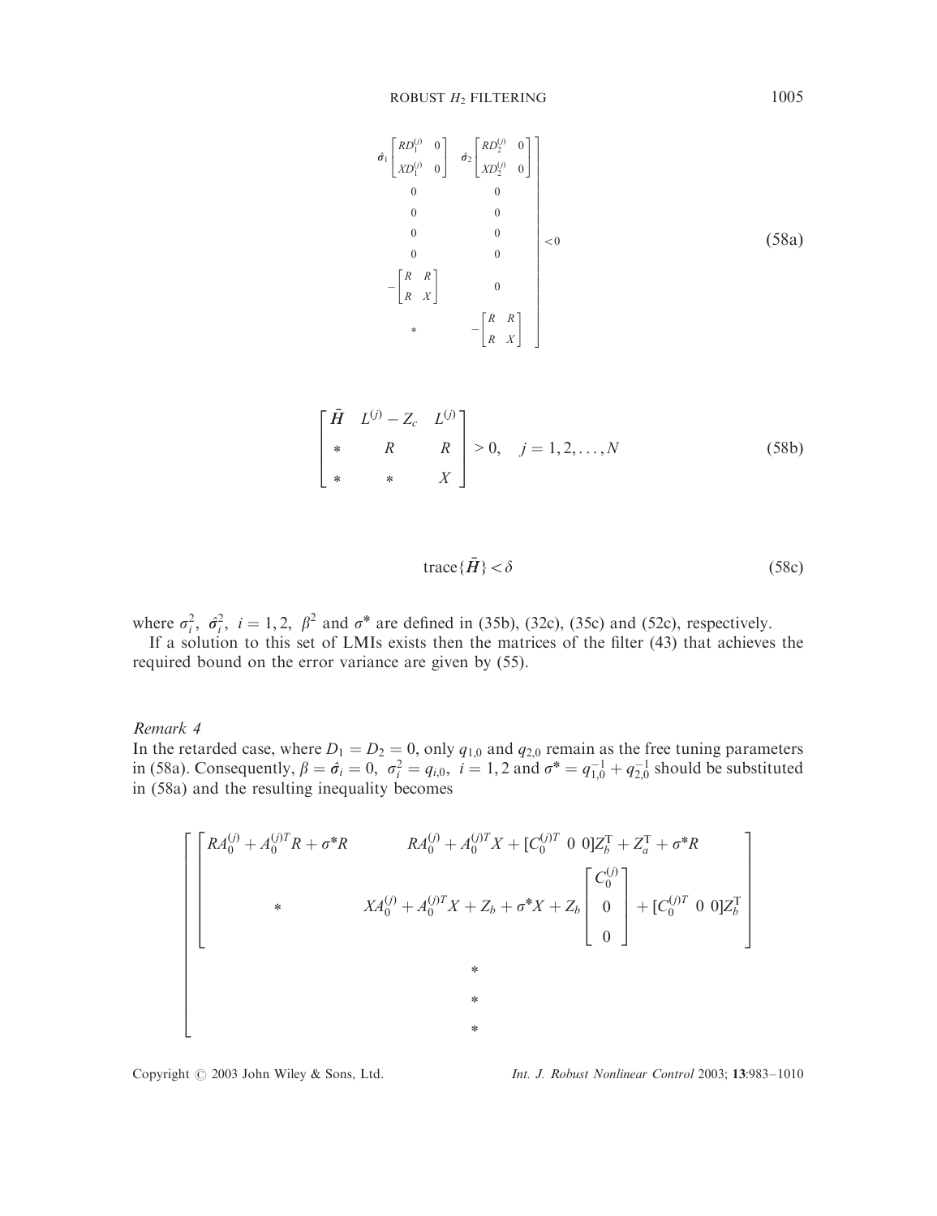$$
\begin{matrix}
\hat{\sigma}_1 \begin{bmatrix} RD_1^{(j)} & 0 \\ XD_1^{(j)} & 0 \end{bmatrix} & \hat{\sigma}_2 \begin{bmatrix} RD_2^{(j)} & 0 \\ XD_2^{(j)} & 0 \end{bmatrix} \\
0 & 0 \\
0 & 0 \\
0 & 0 \\
0 & 0 \\
-\begin{bmatrix} R & R \\ R & X \end{bmatrix} & 0 \\
* & -\begin{bmatrix} R & R \\ R & X \end{bmatrix}
\end{matrix} \Bigg] < 0 \tag{58a}
$$

$$
\begin{bmatrix} \bar{H} & L^{(j)} - Z_c & L^{(j)} \\ * & R & R \\ * & * & X \end{bmatrix} > 0, \quad j = 1, 2, \ldots, N \tag{58b}
$$

$$
\text{trace}\{\bar{H}\} < \delta \tag{58c}
$$

where $\sigma_i^2, \ \hat{\sigma}_i^2, \ i = 1, 2, \ \beta^2$ and $\sigma^*$ are defined in (35b), (32c), (35c) and (52c), respectively.

If a solution to this set of LMIs exists then the matrices of the filter (43) that achieves the required bound on the error variance are given by (55).

*Remark 4*

In the retarded case, where $D_1 = D_2 = 0$, only $q_{1,0}$ and $q_{2,0}$ remain as the free tuning parameters in (58a). Consequently, $\beta = \hat{\sigma}_i = 0, \ \sigma_i^2 = q_{i,0}, \ i = 1, 2$ and $\sigma^* = q_{1,0}^{-1} + q_{2,0}^{-1}$ should be substituted in (58a) and the resulting inequality becomes

$$
\left[ \begin{matrix}
\begin{bmatrix} RA_0^{(j)} + A_0^{(j)T} R + \sigma^* R & RA_0^{(j)} + A_0^{(j)T} X + [C_0^{(j)T} \ 0 \ 0] Z_b^{\mathrm{T}} + Z_a^{\mathrm{T}} + \sigma^* R \\ * & XA_0^{(j)} + A_0^{(j)T} X + Z_b + \sigma^* X + Z_b \begin{bmatrix} C_0^{(j)} \\ 0 \\ 0 \end{bmatrix} + [C_0^{(j)T} \ 0 \ 0] Z_b^{\mathrm{T}} \end{bmatrix} \\
* \\
* \\
*
\end{matrix} \right.
$$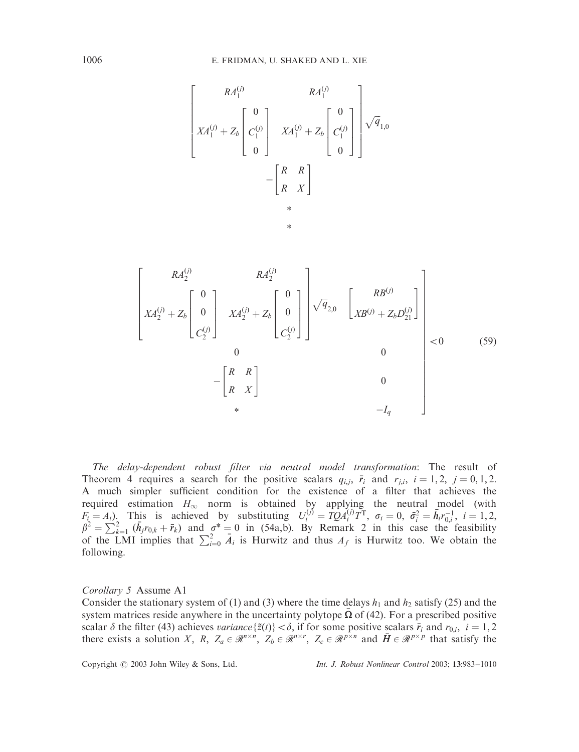$$
\begin{bmatrix}
RA_1^{(j)} & RA_1^{(j)} \\
XA_1^{(j)} + Z_b \begin{bmatrix} 0 \\ C_1^{(j)} \\ 0 \end{bmatrix} & XA_1^{(j)} + Z_b \begin{bmatrix} 0 \\ C_1^{(j)} \\ 0 \end{bmatrix}
\end{bmatrix} \sqrt{q}_{1,0}
$$

$$
-\begin{bmatrix} R & R \\ R & X \end{bmatrix}
$$

$$
*
$$

$$
*
$$

$$
\left.
\begin{matrix}
\begin{bmatrix}
RA_2^{(j)} & RA_2^{(j)} \\
XA_2^{(j)} + Z_b \begin{bmatrix} 0 \\ 0 \\ C_2^{(j)} \end{bmatrix} & XA_2^{(j)} + Z_b \begin{bmatrix} 0 \\ 0 \\ C_2^{(j)} \end{bmatrix}
\end{bmatrix} \sqrt{q}_{2,0} & \begin{bmatrix} RB^{(j)} \\ XB^{(j)} + Z_b D_{21}^{(j)} \end{bmatrix} \\
0 & 0 \\
-\begin{bmatrix} R & R \\ R & X \end{bmatrix} & 0 \\
* & -I_q
\end{matrix}
\right] < 0 \tag{59}
$$

*The delay-dependent robust filter via neutral model transformation*: The result of Theorem 4 requires a search for the positive scalars $q_{i,j}$, $\bar{r}_i$ and $r_{j,i}$, $i = 1, 2$, $j = 0, 1, 2$. A much simpler sufficient condition for the existence of a filter that achieves the required estimation $H_\infty$ norm is obtained by applying the neutral model (with $F_i = A_i$). This is achieved by substituting $U_i^{(j)} = TQA_i^{(j)}T^{\mathrm{T}}$, $\sigma_i = 0$, $\bar{\sigma}_i^2 = \bar{h}_i r_{0,i}^{-1}$, $i = 1, 2$, $\beta^2 = \sum_{k=1}^{2} (\bar{h}_j r_{0,k} + \bar{r}_k)$ and $\sigma^* = 0$ in (54a,b). By Remark 2 in this case the feasibility of the LMI implies that $\sum_{i=0}^{2} \bar{A}_i$ is Hurwitz and thus $A_f$ is Hurwitz too. We obtain the following.

*Corollary 5* Assume A1

Consider the stationary system of (1) and (3) where the time delays $h_1$ and $h_2$ satisfy (25) and the system matrices reside anywhere in the uncertainty polytope $\bar{\Omega}$ of (42). For a prescribed positive scalar $\delta$ the filter (43) achieves *variance*$\{\tilde{z}(t)\} < \delta$, if for some positive scalars $\bar{r}_i$ and $r_{0,i}$, $i = 1, 2$ there exists a solution $X$, $R$, $Z_a \in \mathcal{R}^{n \times n}$, $Z_b \in \mathcal{R}^{n \times r}$, $Z_c \in \mathcal{R}^{p \times n}$ and $\bar{H} \in \mathcal{R}^{p \times p}$ that satisfy the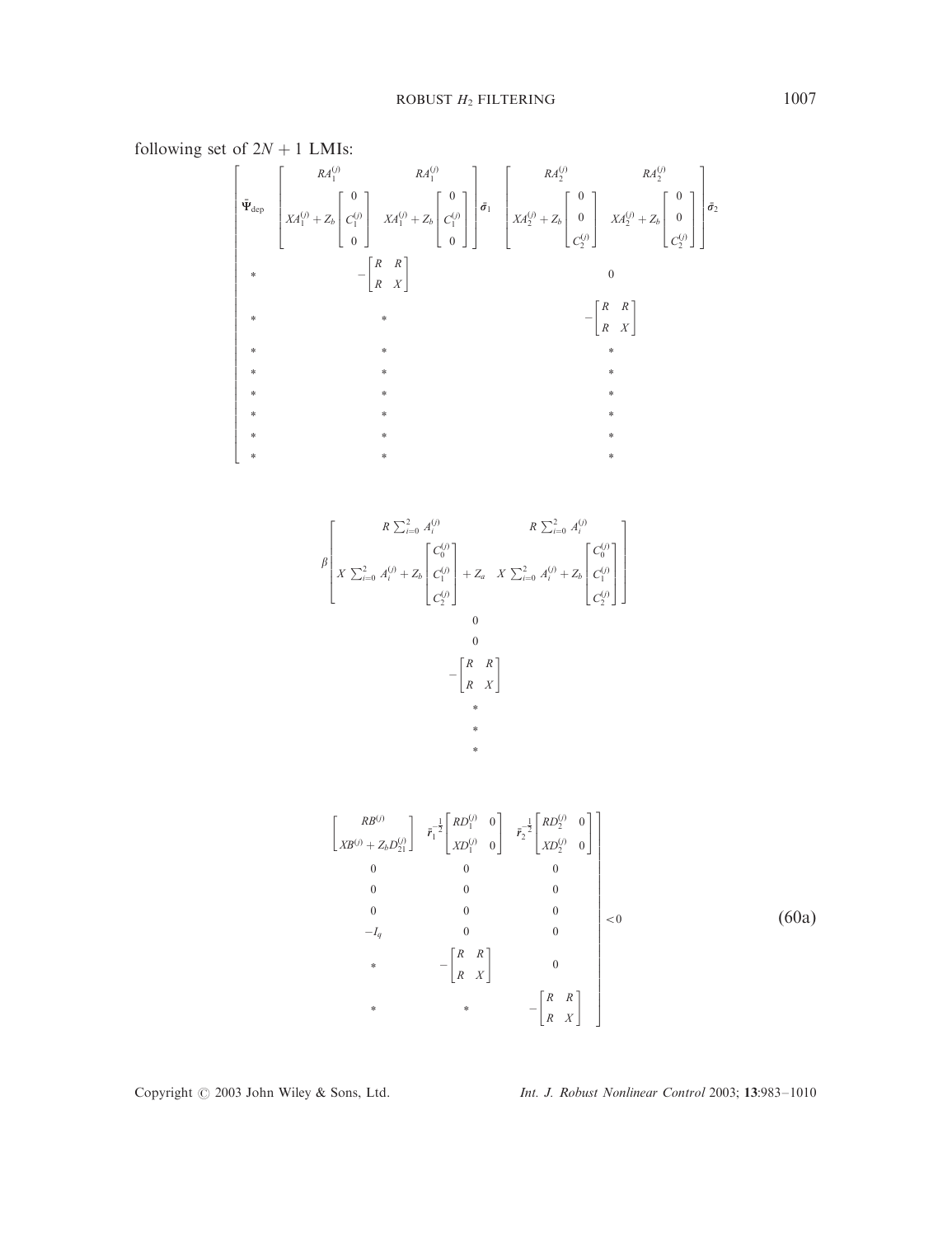following set of $2N+1$ LMIs:

$$
\begin{bmatrix}
\bar{\Psi}_{\mathrm{dep}} & \begin{bmatrix} RA_1^{(j)} & RA_1^{(j)} \\ XA_1^{(j)} + Z_b \begin{bmatrix} 0 \\ C_1^{(j)} \\ 0 \end{bmatrix} & XA_1^{(j)} + Z_b \begin{bmatrix} 0 \\ C_1^{(j)} \\ 0 \end{bmatrix} \end{bmatrix} \bar{\sigma}_1 & \begin{bmatrix} RA_2^{(j)} & RA_2^{(j)} \\ XA_2^{(j)} + Z_b \begin{bmatrix} 0 \\ 0 \\ C_2^{(j)} \end{bmatrix} & XA_2^{(j)} + Z_b \begin{bmatrix} 0 \\ 0 \\ C_2^{(j)} \end{bmatrix} \end{bmatrix} \bar{\sigma}_2 & \beta \begin{bmatrix} R\sum_{i=0}^{2} A_i^{(j)} & R\sum_{i=0}^{2} A_i^{(j)} \\ X\sum_{i=0}^{2} A_i^{(j)} + Z_b \begin{bmatrix} C_0^{(j)} \\ C_1^{(j)} \\ C_2^{(j)} \end{bmatrix} + Z_a & X\sum_{i=0}^{2} A_i^{(j)} + Z_b \begin{bmatrix} C_0^{(j)} \\ C_1^{(j)} \\ C_2^{(j)} \end{bmatrix} \end{bmatrix} & \begin{bmatrix} RB^{(j)} \\ XB^{(j)} + Z_b D_{21}^{(j)} \end{bmatrix} & \bar{r}_1^{-\frac{1}{2}} \begin{bmatrix} RD_1^{(j)} & 0 \\ XD_1^{(j)} & 0 \end{bmatrix} & \bar{r}_2^{-\frac{1}{2}} \begin{bmatrix} RD_2^{(j)} & 0 \\ XD_2^{(j)} & 0 \end{bmatrix} \\
* & -\begin{bmatrix} R & R \\ R & X \end{bmatrix} & 0 & 0 & 0 & 0 & 0 \\
* & * & -\begin{bmatrix} R & R \\ R & X \end{bmatrix} & 0 & 0 & 0 & 0 \\
* & * & * & -\begin{bmatrix} R & R \\ R & X \end{bmatrix} & 0 & 0 & 0 \\
* & * & * & * & -I_q & 0 & 0 \\
* & * & * & * & * & -\begin{bmatrix} R & R \\ R & X \end{bmatrix} & 0 \\
* & * & * & * & * & * & -\begin{bmatrix} R & R \\ R & X \end{bmatrix}
\end{bmatrix} < 0 \tag{60a}
$$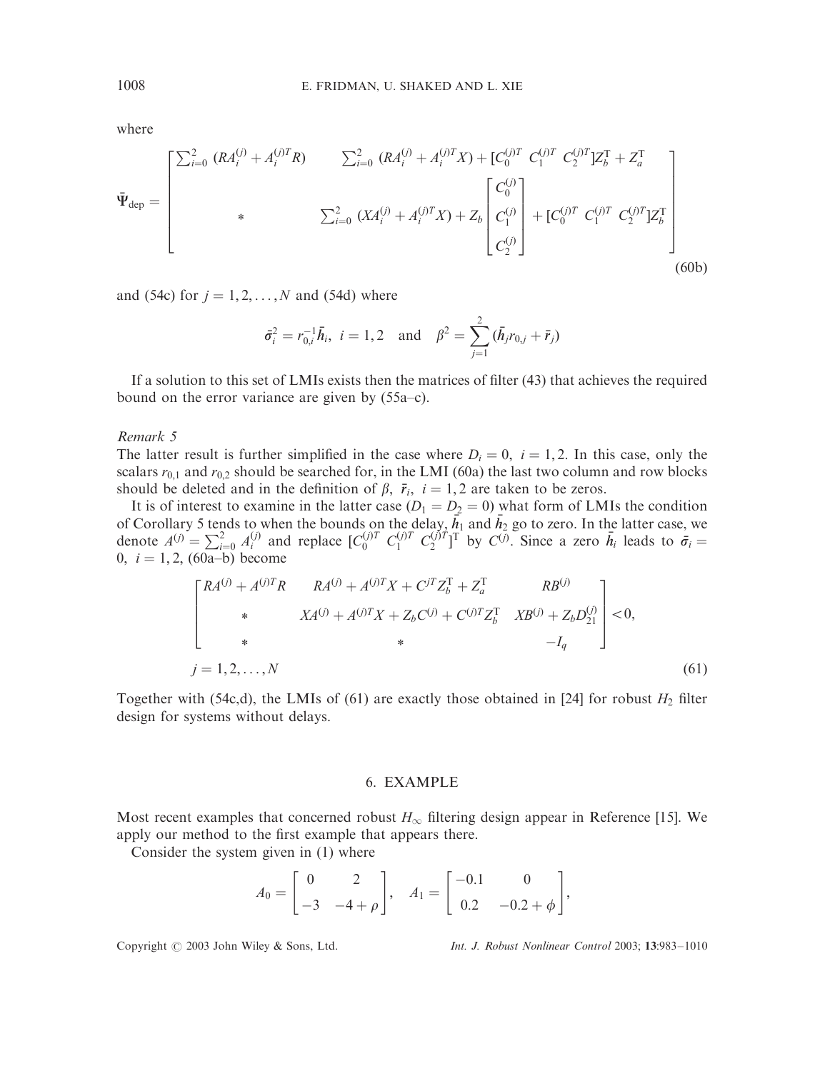where

$$\bar{\Psi}_{\text{dep}} = \begin{bmatrix} \sum_{i=0}^{2} (RA_i^{(j)} + A_i^{(j)T}R) & \sum_{i=0}^{2} (RA_i^{(j)} + A_i^{(j)T}X) + [C_0^{(j)T} \;\; C_1^{(j)T} \;\; C_2^{(j)T}]Z_b^{\mathrm{T}} + Z_a^{\mathrm{T}} \\ * & \sum_{i=0}^{2} (XA_i^{(j)} + A_i^{(j)T}X) + Z_b \begin{bmatrix} C_0^{(j)} \\ C_1^{(j)} \\ C_2^{(j)} \end{bmatrix} + [C_0^{(j)T} \;\; C_1^{(j)T} \;\; C_2^{(j)T}]Z_b^{\mathrm{T}} \end{bmatrix} \tag{60b}$$

and (54c) for $j = 1, 2, \ldots, N$ and (54d) where

$$\bar{\sigma}_i^2 = r_{0,i}^{-1}\bar{h}_i, \;\; i = 1, 2 \quad \text{and} \quad \beta^2 = \sum_{j=1}^{2} (\bar{h}_j r_{0,j} + \bar{r}_j)$$

If a solution to this set of LMIs exists then the matrices of filter (43) that achieves the required bound on the error variance are given by (55a–c).

*Remark 5*

The latter result is further simplified in the case where $D_i = 0, \; i = 1, 2$. In this case, only the scalars $r_{0,1}$ and $r_{0,2}$ should be searched for, in the LMI (60a) the last two column and row blocks should be deleted and in the definition of $\beta, \; \bar{r}_i, \; i = 1, 2$ are taken to be zeros.

It is of interest to examine in the latter case ($D_1 = D_2 = 0$) what form of LMIs the condition of Corollary 5 tends to when the bounds on the delay, $\bar{h}_1$ and $\bar{h}_2$ go to zero. In the latter case, we denote $A^{(j)} = \sum_{i=0}^{2} A_i^{(j)}$ and replace $[C_0^{(j)T} \;\; C_1^{(j)T} \;\; C_2^{(j)T}]^{\mathrm{T}}$ by $C^{(j)}$. Since a zero $\bar{h}_i$ leads to $\bar{\sigma}_i = 0, \; i = 1, 2$, (60a–b) become

$$\begin{bmatrix} RA^{(j)} + A^{(j)T}R & RA^{(j)} + A^{(j)T}X + C^{jT}Z_b^{\mathrm{T}} + Z_a^{\mathrm{T}} & RB^{(j)} \\ * & XA^{(j)} + A^{(j)T}X + Z_bC^{(j)} + C^{(j)T}Z_b^{\mathrm{T}} & XB^{(j)} + Z_bD_{21}^{(j)} \\ * & * & -I_q \end{bmatrix} < 0,$$

$$j = 1, 2, \ldots, N \tag{61}$$

Together with (54c,d), the LMIs of (61) are exactly those obtained in [24] for robust $H_2$ filter design for systems without delays.

## 6. EXAMPLE

Most recent examples that concerned robust $H_\infty$ filtering design appear in Reference [15]. We apply our method to the first example that appears there.

Consider the system given in (1) where

$$A_0 = \begin{bmatrix} 0 & 2 \\ -3 & -4 + \rho \end{bmatrix}, \quad A_1 = \begin{bmatrix} -0.1 & 0 \\ 0.2 & -0.2 + \phi \end{bmatrix},$$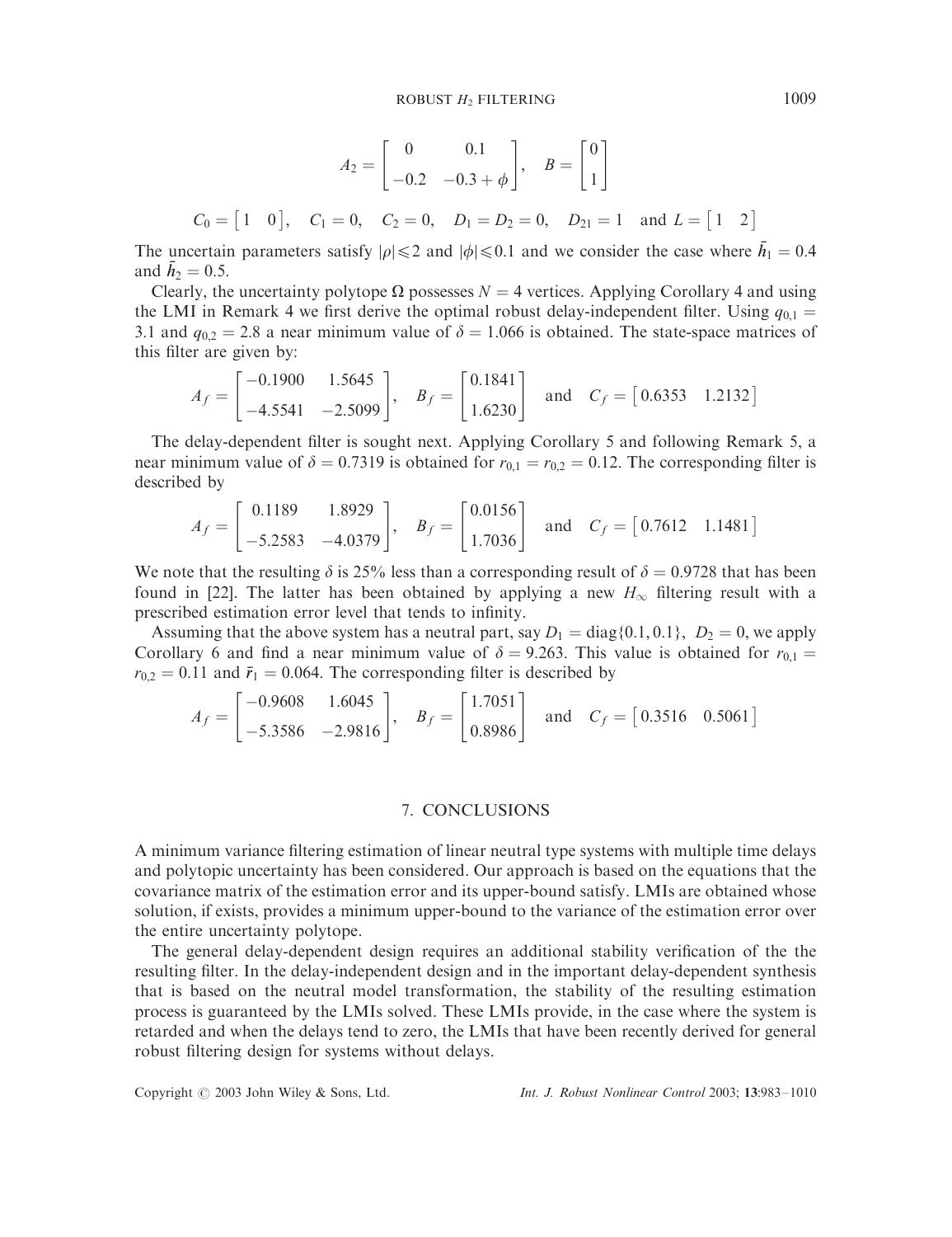$$A_2 = \begin{bmatrix} 0 & 0.1 \\ -0.2 & -0.3+\phi \end{bmatrix}, \quad B = \begin{bmatrix} 0 \\ 1 \end{bmatrix}$$

$$C_0 = \begin{bmatrix} 1 & 0 \end{bmatrix}, \quad C_1 = 0, \quad C_2 = 0, \quad D_1 = D_2 = 0, \quad D_{21} = 1 \quad \text{and } L = \begin{bmatrix} 1 & 2 \end{bmatrix}$$

The uncertain parameters satisfy $|\rho| \leqslant 2$ and $|\phi| \leqslant 0.1$ and we consider the case where $\bar{h}_1 = 0.4$ and $\bar{h}_2 = 0.5$.

Clearly, the uncertainty polytope $\Omega$ possesses $N = 4$ vertices. Applying Corollary 4 and using the LMI in Remark 4 we first derive the optimal robust delay-independent filter. Using $q_{0,1} = 3.1$ and $q_{0,2} = 2.8$ a near minimum value of $\delta = 1.066$ is obtained. The state-space matrices of this filter are given by:

$$A_f = \begin{bmatrix} -0.1900 & 1.5645 \\ -4.5541 & -2.5099 \end{bmatrix}, \quad B_f = \begin{bmatrix} 0.1841 \\ 1.6230 \end{bmatrix} \quad \text{and} \quad C_f = \begin{bmatrix} 0.6353 & 1.2132 \end{bmatrix}$$

The delay-dependent filter is sought next. Applying Corollary 5 and following Remark 5, a near minimum value of $\delta = 0.7319$ is obtained for $r_{0,1} = r_{0,2} = 0.12$. The corresponding filter is described by

$$A_f = \begin{bmatrix} 0.1189 & 1.8929 \\ -5.2583 & -4.0379 \end{bmatrix}, \quad B_f = \begin{bmatrix} 0.0156 \\ 1.7036 \end{bmatrix} \quad \text{and} \quad C_f = \begin{bmatrix} 0.7612 & 1.1481 \end{bmatrix}$$

We note that the resulting $\delta$ is 25% less than a corresponding result of $\delta = 0.9728$ that has been found in [22]. The latter has been obtained by applying a new $H_\infty$ filtering result with a prescribed estimation error level that tends to infinity.

Assuming that the above system has a neutral part, say $D_1 = \text{diag}\{0.1, 0.1\}$, $D_2 = 0$, we apply Corollary 6 and find a near minimum value of $\delta = 9.263$. This value is obtained for $r_{0,1} = r_{0,2} = 0.11$ and $\bar{r}_1 = 0.064$. The corresponding filter is described by

$$A_f = \begin{bmatrix} -0.9608 & 1.6045 \\ -5.3586 & -2.9816 \end{bmatrix}, \quad B_f = \begin{bmatrix} 1.7051 \\ 0.8986 \end{bmatrix} \quad \text{and} \quad C_f = \begin{bmatrix} 0.3516 & 0.5061 \end{bmatrix}$$

## 7. CONCLUSIONS

A minimum variance filtering estimation of linear neutral type systems with multiple time delays and polytopic uncertainty has been considered. Our approach is based on the equations that the covariance matrix of the estimation error and its upper-bound satisfy. LMIs are obtained whose solution, if exists, provides a minimum upper-bound to the variance of the estimation error over the entire uncertainty polytope.

The general delay-dependent design requires an additional stability verification of the the resulting filter. In the delay-independent design and in the important delay-dependent synthesis that is based on the neutral model transformation, the stability of the resulting estimation process is guaranteed by the LMIs solved. These LMIs provide, in the case where the system is retarded and when the delays tend to zero, the LMIs that have been recently derived for general robust filtering design for systems without delays.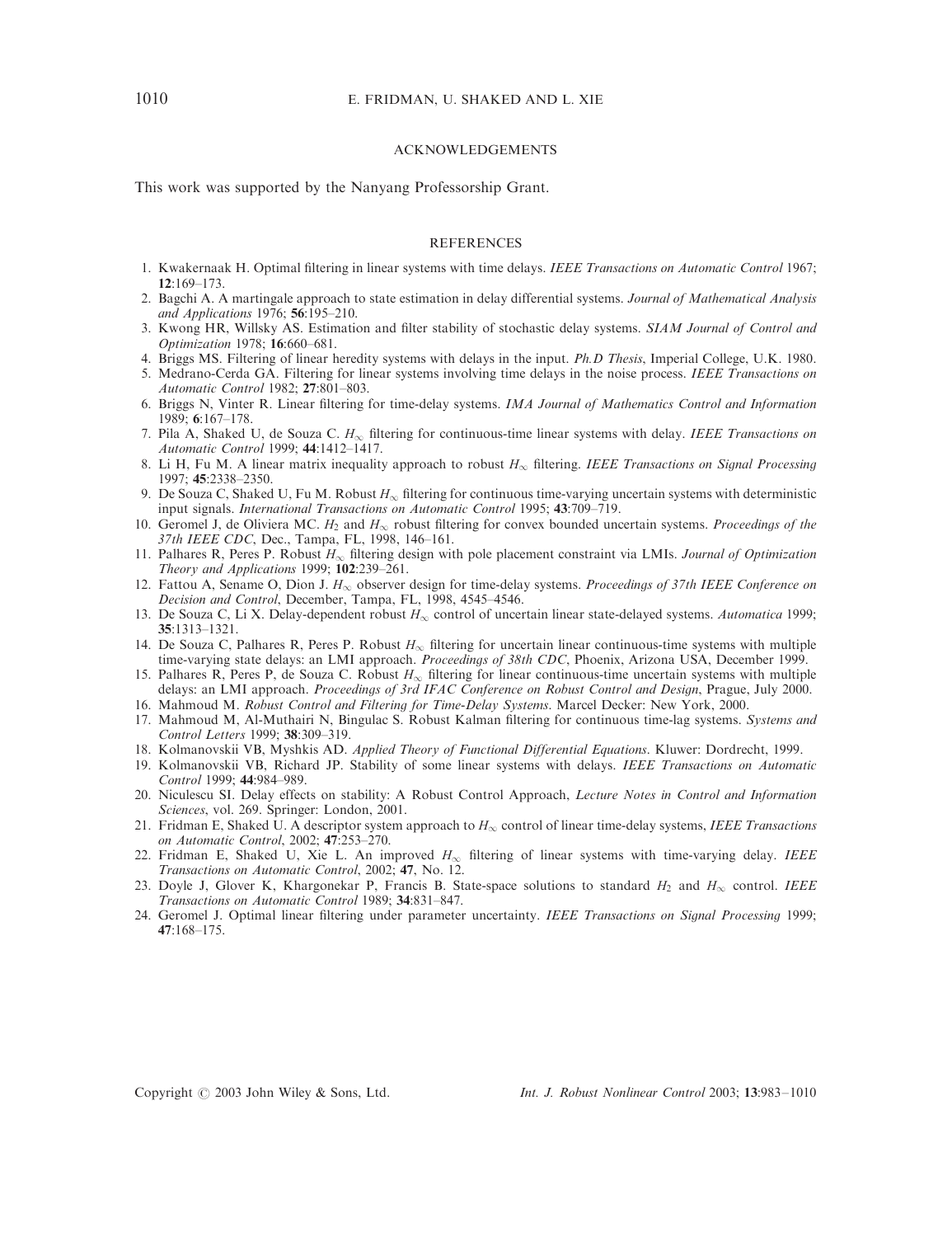## ACKNOWLEDGEMENTS

This work was supported by the Nanyang Professorship Grant.

## REFERENCES

1. Kwakernaak H. Optimal filtering in linear systems with time delays. *IEEE Transactions on Automatic Control* 1967; **12**:169–173.
2. Bagchi A. A martingale approach to state estimation in delay differential systems. *Journal of Mathematical Analysis and Applications* 1976; **56**:195–210.
3. Kwong HR, Willsky AS. Estimation and filter stability of stochastic delay systems. *SIAM Journal of Control and Optimization* 1978; **16**:660–681.
4. Briggs MS. Filtering of linear heredity systems with delays in the input. *Ph.D Thesis*, Imperial College, U.K. 1980.
5. Medrano-Cerda GA. Filtering for linear systems involving time delays in the noise process. *IEEE Transactions on Automatic Control* 1982; **27**:801–803.
6. Briggs N, Vinter R. Linear filtering for time-delay systems. *IMA Journal of Mathematics Control and Information* 1989; **6**:167–178.
7. Pila A, Shaked U, de Souza C. $H_\infty$ filtering for continuous-time linear systems with delay. *IEEE Transactions on Automatic Control* 1999; **44**:1412–1417.
8. Li H, Fu M. A linear matrix inequality approach to robust $H_\infty$ filtering. *IEEE Transactions on Signal Processing* 1997; **45**:2338–2350.
9. De Souza C, Shaked U, Fu M. Robust $H_\infty$ filtering for continuous time-varying uncertain systems with deterministic input signals. *International Transactions on Automatic Control* 1995; **43**:709–719.
10. Geromel J, de Oliviera MC. $H_2$ and $H_\infty$ robust filtering for convex bounded uncertain systems. *Proceedings of the 37th IEEE CDC*, Dec., Tampa, FL, 1998, 146–161.
11. Palhares R, Peres P. Robust $H_\infty$ filtering design with pole placement constraint via LMIs. *Journal of Optimization Theory and Applications* 1999; **102**:239–261.
12. Fattou A, Sename O, Dion J. $H_\infty$ observer design for time-delay systems. *Proceedings of 37th IEEE Conference on Decision and Control*, December, Tampa, FL, 1998, 4545–4546.
13. De Souza C, Li X. Delay-dependent robust $H_\infty$ control of uncertain linear state-delayed systems. *Automatica* 1999; **35**:1313–1321.
14. De Souza C, Palhares R, Peres P. Robust $H_\infty$ filtering for uncertain linear continuous-time systems with multiple time-varying state delays: an LMI approach. *Proceedings of 38th CDC*, Phoenix, Arizona USA, December 1999.
15. Palhares R, Peres P, de Souza C. Robust $H_\infty$ filtering for linear continuous-time uncertain systems with multiple delays: an LMI approach. *Proceedings of 3rd IFAC Conference on Robust Control and Design*, Prague, July 2000.
16. Mahmoud M. *Robust Control and Filtering for Time-Delay Systems*. Marcel Decker: New York, 2000.
17. Mahmoud M, Al-Muthairi N, Bingulac S. Robust Kalman filtering for continuous time-lag systems. *Systems and Control Letters* 1999; **38**:309–319.
18. Kolmanovskii VB, Myshkis AD. *Applied Theory of Functional Differential Equations*. Kluwer: Dordrecht, 1999.
19. Kolmanovskii VB, Richard JP. Stability of some linear systems with delays. *IEEE Transactions on Automatic Control* 1999; **44**:984–989.
20. Niculescu SI. Delay effects on stability: A Robust Control Approach, *Lecture Notes in Control and Information Sciences*, vol. 269. Springer: London, 2001.
21. Fridman E, Shaked U. A descriptor system approach to $H_\infty$ control of linear time-delay systems, *IEEE Transactions on Automatic Control*, 2002; **47**:253–270.
22. Fridman E, Shaked U, Xie L. An improved $H_\infty$ filtering of linear systems with time-varying delay. *IEEE Transactions on Automatic Control*, 2002; **47**, No. 12.
23. Doyle J, Glover K, Khargonekar P, Francis B. State-space solutions to standard $H_2$ and $H_\infty$ control. *IEEE Transactions on Automatic Control* 1989; **34**:831–847.
24. Geromel J. Optimal linear filtering under parameter uncertainty. *IEEE Transactions on Signal Processing* 1999; **47**:168–175.